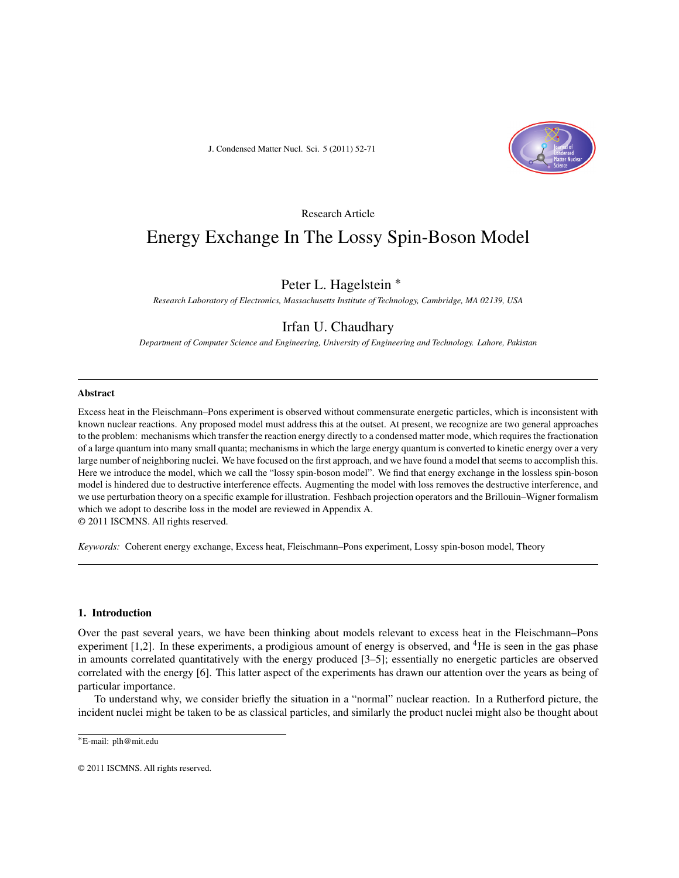Research Article

# Energy Exchange In The Lossy Spin-Boson Model

## Peter L. Hagelstein *

*Research Laboratory of Electronics, Massachusetts Institute of Technology, Cambridge, MA 02139, USA*

## Irfan U. Chaudhary

*Department of Computer Science and Engineering, University of Engineering and Technology. Lahore, Pakistan*

---

### Abstract

Excess heat in the Fleischmann–Pons experiment is observed without commensurate energetic particles, which is inconsistent with known nuclear reactions. Any proposed model must address this at the outset. At present, we recognize are two general approaches to the problem: mechanisms which transfer the reaction energy directly to a condensed matter mode, which requires the fractionation of a large quantum into many small quanta; mechanisms in which the large energy quantum is converted to kinetic energy over a very large number of neighboring nuclei. We have focused on the first approach, and we have found a model that seems to accomplish this. Here we introduce the model, which we call the "lossy spin-boson model". We find that energy exchange in the lossless spin-boson model is hindered due to destructive interference effects. Augmenting the model with loss removes the destructive interference, and we use perturbation theory on a specific example for illustration. Feshbach projection operators and the Brillouin–Wigner formalism which we adopt to describe loss in the model are reviewed in Appendix A.

© 2011 ISCMNS. All rights reserved.

*Keywords:* Coherent energy exchange, Excess heat, Fleischmann–Pons experiment, Lossy spin-boson model, Theory

---

## 1. Introduction

Over the past several years, we have been thinking about models relevant to excess heat in the Fleischmann–Pons experiment [1,2]. In these experiments, a prodigious amount of energy is observed, and $^4$He is seen in the gas phase in amounts correlated quantitatively with the energy produced [3–5]; essentially no energetic particles are observed correlated with the energy [6]. This latter aspect of the experiments has drawn our attention over the years as being of particular importance.

To understand why, we consider briefly the situation in a "normal" nuclear reaction. In a Rutherford picture, the incident nuclei might be taken to be as classical particles, and similarly the product nuclei might also be thought about

---

*E-mail: plh@mit.edu

© 2011 ISCMNS. All rights reserved.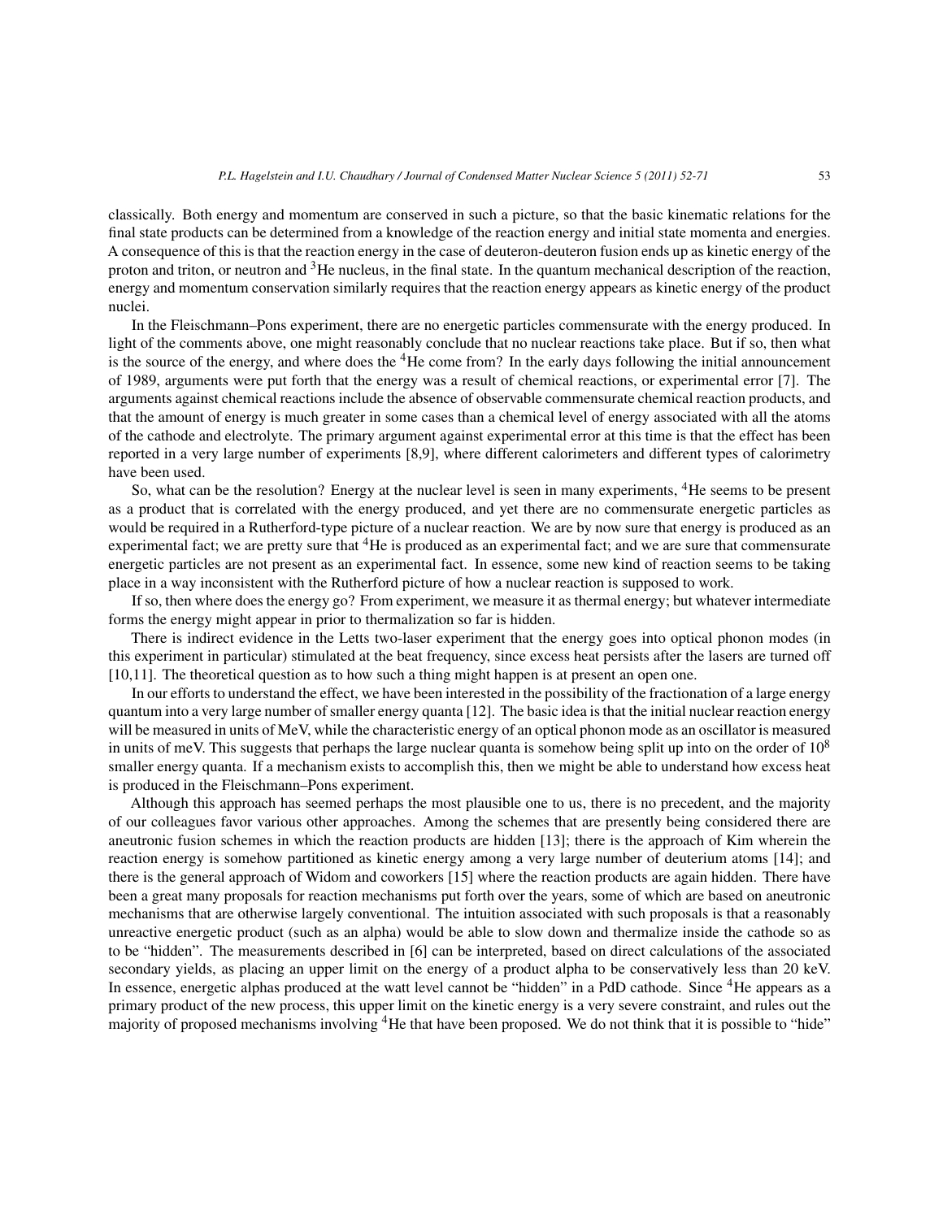classically. Both energy and momentum are conserved in such a picture, so that the basic kinematic relations for the final state products can be determined from a knowledge of the reaction energy and initial state momenta and energies. A consequence of this is that the reaction energy in the case of deuteron-deuteron fusion ends up as kinetic energy of the proton and triton, or neutron and $^3$He nucleus, in the final state. In the quantum mechanical description of the reaction, energy and momentum conservation similarly requires that the reaction energy appears as kinetic energy of the product nuclei.

In the Fleischmann–Pons experiment, there are no energetic particles commensurate with the energy produced. In light of the comments above, one might reasonably conclude that no nuclear reactions take place. But if so, then what is the source of the energy, and where does the $^4$He come from? In the early days following the initial announcement of 1989, arguments were put forth that the energy was a result of chemical reactions, or experimental error [7]. The arguments against chemical reactions include the absence of observable commensurate chemical reaction products, and that the amount of energy is much greater in some cases than a chemical level of energy associated with all the atoms of the cathode and electrolyte. The primary argument against experimental error at this time is that the effect has been reported in a very large number of experiments [8,9], where different calorimeters and different types of calorimetry have been used.

So, what can be the resolution? Energy at the nuclear level is seen in many experiments, $^4$He seems to be present as a product that is correlated with the energy produced, and yet there are no commensurate energetic particles as would be required in a Rutherford-type picture of a nuclear reaction. We are by now sure that energy is produced as an experimental fact; we are pretty sure that $^4$He is produced as an experimental fact; and we are sure that commensurate energetic particles are not present as an experimental fact. In essence, some new kind of reaction seems to be taking place in a way inconsistent with the Rutherford picture of how a nuclear reaction is supposed to work.

If so, then where does the energy go? From experiment, we measure it as thermal energy; but whatever intermediate forms the energy might appear in prior to thermalization so far is hidden.

There is indirect evidence in the Letts two-laser experiment that the energy goes into optical phonon modes (in this experiment in particular) stimulated at the beat frequency, since excess heat persists after the lasers are turned off [10,11]. The theoretical question as to how such a thing might happen is at present an open one.

In our efforts to understand the effect, we have been interested in the possibility of the fractionation of a large energy quantum into a very large number of smaller energy quanta [12]. The basic idea is that the initial nuclear reaction energy will be measured in units of MeV, while the characteristic energy of an optical phonon mode as an oscillator is measured in units of meV. This suggests that perhaps the large nuclear quanta is somehow being split up into on the order of $10^8$ smaller energy quanta. If a mechanism exists to accomplish this, then we might be able to understand how excess heat is produced in the Fleischmann–Pons experiment.

Although this approach has seemed perhaps the most plausible one to us, there is no precedent, and the majority of our colleagues favor various other approaches. Among the schemes that are presently being considered there are aneutronic fusion schemes in which the reaction products are hidden [13]; there is the approach of Kim wherein the reaction energy is somehow partitioned as kinetic energy among a very large number of deuterium atoms [14]; and there is the general approach of Widom and coworkers [15] where the reaction products are again hidden. There have been a great many proposals for reaction mechanisms put forth over the years, some of which are based on aneutronic mechanisms that are otherwise largely conventional. The intuition associated with such proposals is that a reasonably unreactive energetic product (such as an alpha) would be able to slow down and thermalize inside the cathode so as to be "hidden". The measurements described in [6] can be interpreted, based on direct calculations of the associated secondary yields, as placing an upper limit on the energy of a product alpha to be conservatively less than 20 keV. In essence, energetic alphas produced at the watt level cannot be "hidden" in a PdD cathode. Since $^4$He appears as a primary product of the new process, this upper limit on the kinetic energy is a very severe constraint, and rules out the majority of proposed mechanisms involving $^4$He that have been proposed. We do not think that it is possible to "hide"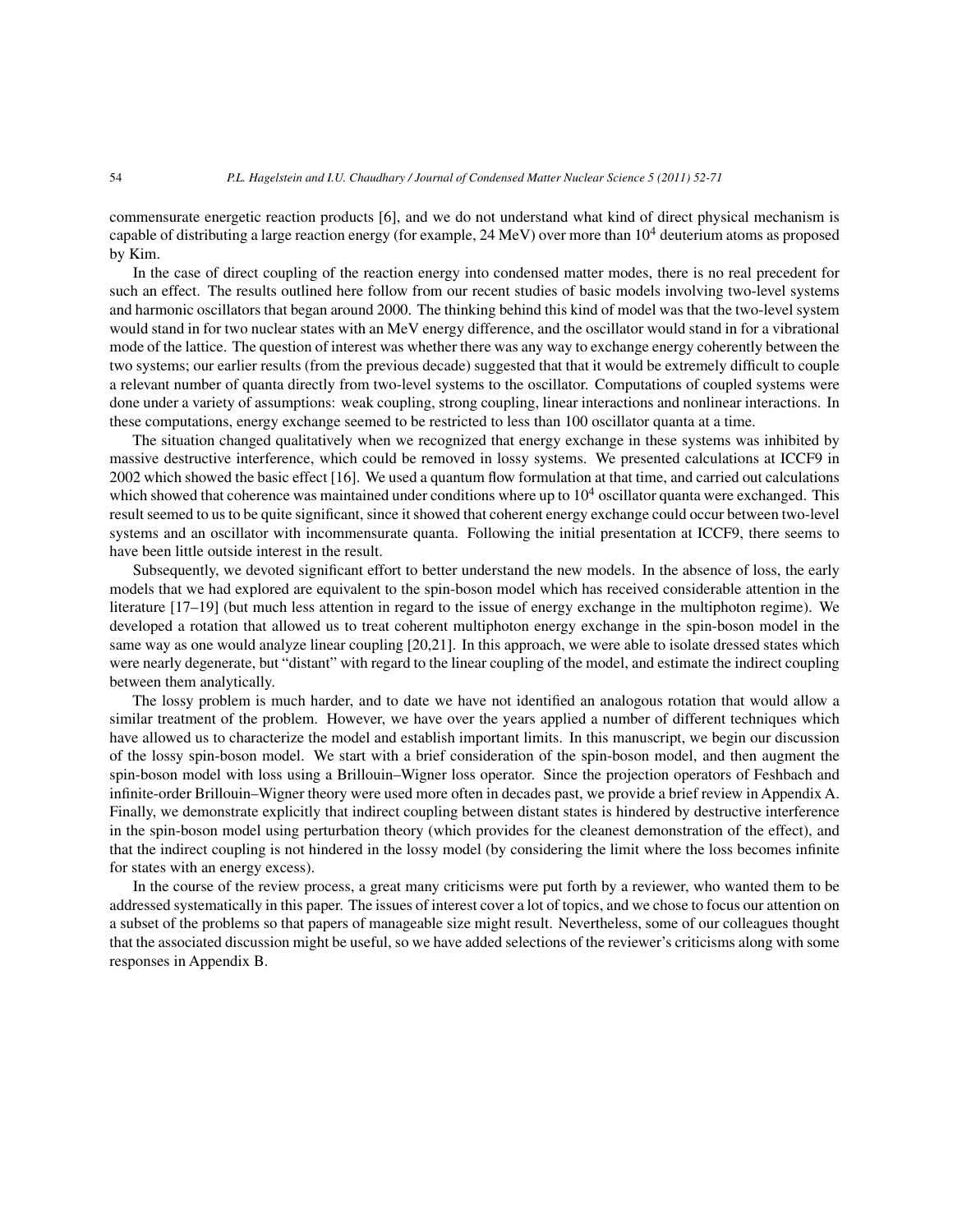commensurate energetic reaction products [6], and we do not understand what kind of direct physical mechanism is capable of distributing a large reaction energy (for example, 24 MeV) over more than $10^4$ deuterium atoms as proposed by Kim.

In the case of direct coupling of the reaction energy into condensed matter modes, there is no real precedent for such an effect. The results outlined here follow from our recent studies of basic models involving two-level systems and harmonic oscillators that began around 2000. The thinking behind this kind of model was that the two-level system would stand in for two nuclear states with an MeV energy difference, and the oscillator would stand in for a vibrational mode of the lattice. The question of interest was whether there was any way to exchange energy coherently between the two systems; our earlier results (from the previous decade) suggested that that it would be extremely difficult to couple a relevant number of quanta directly from two-level systems to the oscillator. Computations of coupled systems were done under a variety of assumptions: weak coupling, strong coupling, linear interactions and nonlinear interactions. In these computations, energy exchange seemed to be restricted to less than 100 oscillator quanta at a time.

The situation changed qualitatively when we recognized that energy exchange in these systems was inhibited by massive destructive interference, which could be removed in lossy systems. We presented calculations at ICCF9 in 2002 which showed the basic effect [16]. We used a quantum flow formulation at that time, and carried out calculations which showed that coherence was maintained under conditions where up to $10^4$ oscillator quanta were exchanged. This result seemed to us to be quite significant, since it showed that coherent energy exchange could occur between two-level systems and an oscillator with incommensurate quanta. Following the initial presentation at ICCF9, there seems to have been little outside interest in the result.

Subsequently, we devoted significant effort to better understand the new models. In the absence of loss, the early models that we had explored are equivalent to the spin-boson model which has received considerable attention in the literature [17–19] (but much less attention in regard to the issue of energy exchange in the multiphoton regime). We developed a rotation that allowed us to treat coherent multiphoton energy exchange in the spin-boson model in the same way as one would analyze linear coupling [20,21]. In this approach, we were able to isolate dressed states which were nearly degenerate, but "distant" with regard to the linear coupling of the model, and estimate the indirect coupling between them analytically.

The lossy problem is much harder, and to date we have not identified an analogous rotation that would allow a similar treatment of the problem. However, we have over the years applied a number of different techniques which have allowed us to characterize the model and establish important limits. In this manuscript, we begin our discussion of the lossy spin-boson model. We start with a brief consideration of the spin-boson model, and then augment the spin-boson model with loss using a Brillouin–Wigner loss operator. Since the projection operators of Feshbach and infinite-order Brillouin–Wigner theory were used more often in decades past, we provide a brief review in Appendix A. Finally, we demonstrate explicitly that indirect coupling between distant states is hindered by destructive interference in the spin-boson model using perturbation theory (which provides for the cleanest demonstration of the effect), and that the indirect coupling is not hindered in the lossy model (by considering the limit where the loss becomes infinite for states with an energy excess).

In the course of the review process, a great many criticisms were put forth by a reviewer, who wanted them to be addressed systematically in this paper. The issues of interest cover a lot of topics, and we chose to focus our attention on a subset of the problems so that papers of manageable size might result. Nevertheless, some of our colleagues thought that the associated discussion might be useful, so we have added selections of the reviewer's criticisms along with some responses in Appendix B.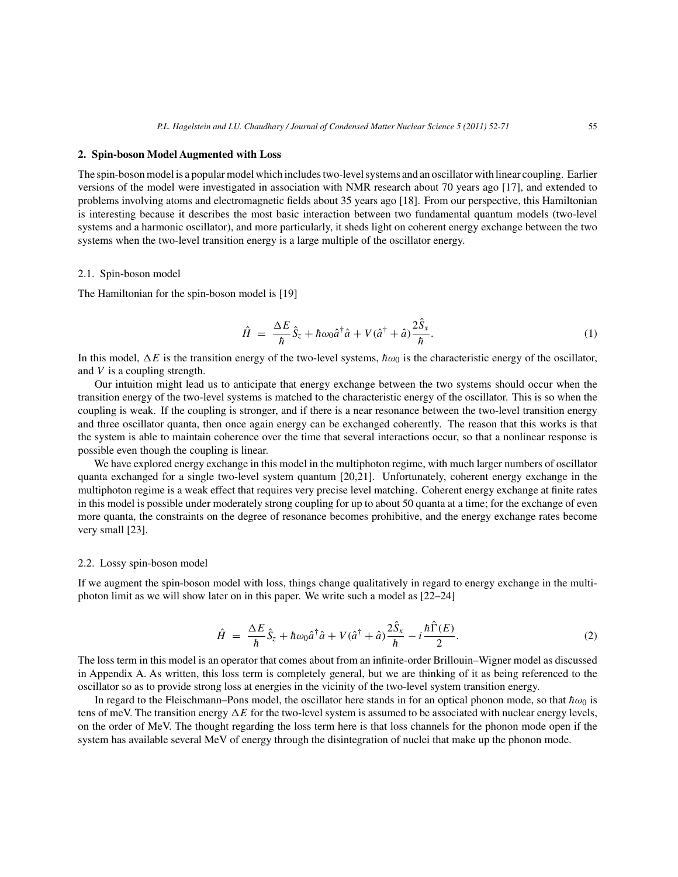## 2. Spin-boson Model Augmented with Loss

The spin-boson model is a popular model which includes two-level systems and an oscillator with linear coupling. Earlier versions of the model were investigated in association with NMR research about 70 years ago [17], and extended to problems involving atoms and electromagnetic fields about 35 years ago [18]. From our perspective, this Hamiltonian is interesting because it describes the most basic interaction between two fundamental quantum models (two-level systems and a harmonic oscillator), and more particularly, it sheds light on coherent energy exchange between the two systems when the two-level transition energy is a large multiple of the oscillator energy.

### 2.1. Spin-boson model

The Hamiltonian for the spin-boson model is [19]

$$\hat{H} \;=\; \frac{\Delta E}{\hbar}\hat{S}_z + \hbar\omega_0 \hat{a}^\dagger \hat{a} + V(\hat{a}^\dagger + \hat{a})\frac{2\hat{S}_x}{\hbar}. \tag{1}$$

In this model, $\Delta E$ is the transition energy of the two-level systems, $\hbar\omega_0$ is the characteristic energy of the oscillator, and $V$ is a coupling strength.

Our intuition might lead us to anticipate that energy exchange between the two systems should occur when the transition energy of the two-level systems is matched to the characteristic energy of the oscillator. This is so when the coupling is weak. If the coupling is stronger, and if there is a near resonance between the two-level transition energy and three oscillator quanta, then once again energy can be exchanged coherently. The reason that this works is that the system is able to maintain coherence over the time that several interactions occur, so that a nonlinear response is possible even though the coupling is linear.

We have explored energy exchange in this model in the multiphoton regime, with much larger numbers of oscillator quanta exchanged for a single two-level system quantum [20,21]. Unfortunately, coherent energy exchange in the multiphoton regime is a weak effect that requires very precise level matching. Coherent energy exchange at finite rates in this model is possible under moderately strong coupling for up to about 50 quanta at a time; for the exchange of even more quanta, the constraints on the degree of resonance becomes prohibitive, and the energy exchange rates become very small [23].

### 2.2. Lossy spin-boson model

If we augment the spin-boson model with loss, things change qualitatively in regard to energy exchange in the multi-photon limit as we will show later on in this paper. We write such a model as [22–24]

$$\hat{H} \;=\; \frac{\Delta E}{\hbar}\hat{S}_z + \hbar\omega_0 \hat{a}^\dagger \hat{a} + V(\hat{a}^\dagger + \hat{a})\frac{2\hat{S}_x}{\hbar} - i\frac{\hbar\hat{\Gamma}(E)}{2}. \tag{2}$$

The loss term in this model is an operator that comes about from an infinite-order Brillouin–Wigner model as discussed in Appendix A. As written, this loss term is completely general, but we are thinking of it as being referenced to the oscillator so as to provide strong loss at energies in the vicinity of the two-level system transition energy.

In regard to the Fleischmann–Pons model, the oscillator here stands in for an optical phonon mode, so that $\hbar\omega_0$ is tens of meV. The transition energy $\Delta E$ for the two-level system is assumed to be associated with nuclear energy levels, on the order of MeV. The thought regarding the loss term here is that loss channels for the phonon mode open if the system has available several MeV of energy through the disintegration of nuclei that make up the phonon mode.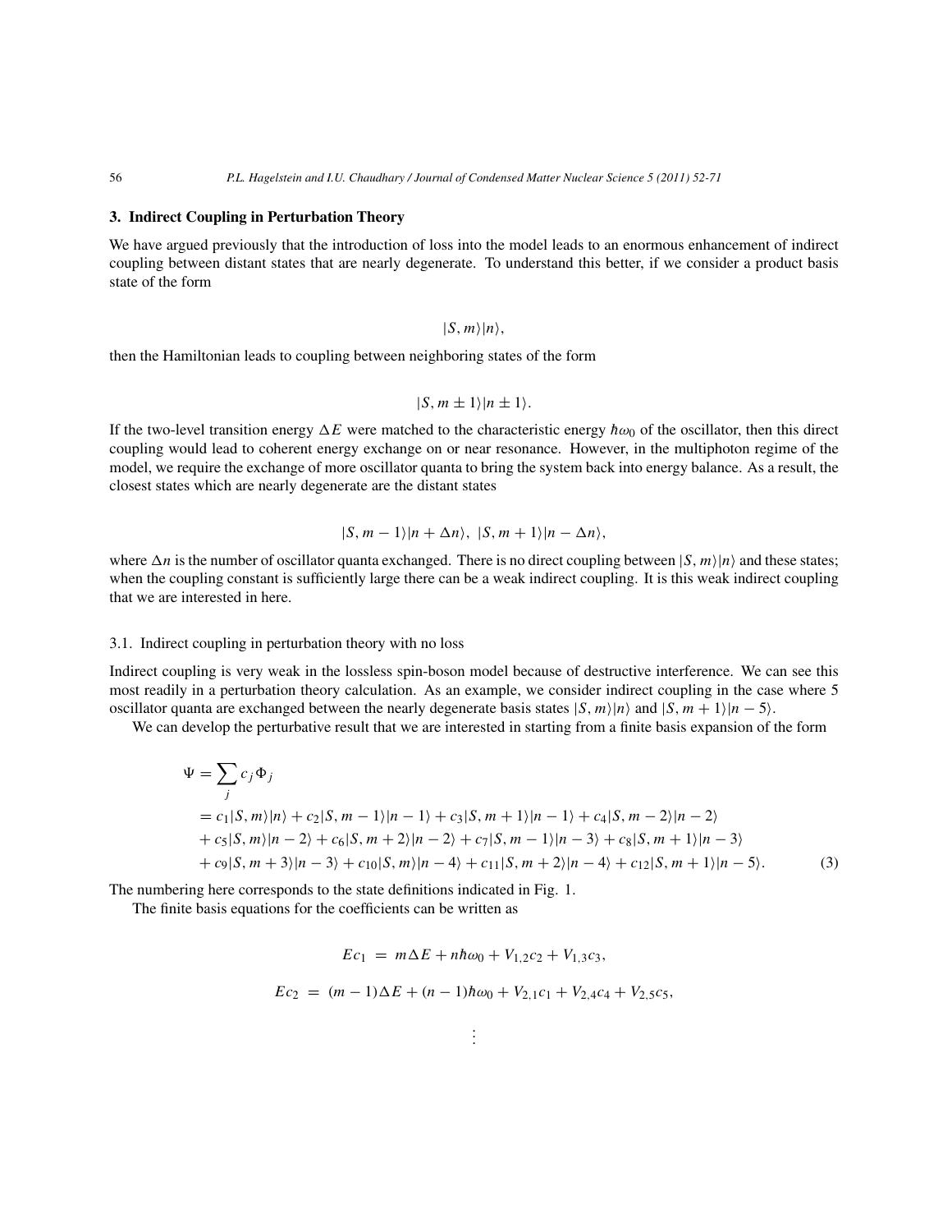## 3. Indirect Coupling in Perturbation Theory

We have argued previously that the introduction of loss into the model leads to an enormous enhancement of indirect coupling between distant states that are nearly degenerate. To understand this better, if we consider a product basis state of the form

$$|S, m\rangle|n\rangle,$$

then the Hamiltonian leads to coupling between neighboring states of the form

$$|S, m \pm 1\rangle|n \pm 1\rangle.$$

If the two-level transition energy $\Delta E$ were matched to the characteristic energy $\hbar\omega_0$ of the oscillator, then this direct coupling would lead to coherent energy exchange on or near resonance. However, in the multiphoton regime of the model, we require the exchange of more oscillator quanta to bring the system back into energy balance. As a result, the closest states which are nearly degenerate are the distant states

$$|S, m - 1\rangle|n + \Delta n\rangle, \ |S, m + 1\rangle|n - \Delta n\rangle,$$

where $\Delta n$ is the number of oscillator quanta exchanged. There is no direct coupling between $|S, m\rangle|n\rangle$ and these states; when the coupling constant is sufficiently large there can be a weak indirect coupling. It is this weak indirect coupling that we are interested in here.

### 3.1. Indirect coupling in perturbation theory with no loss

Indirect coupling is very weak in the lossless spin-boson model because of destructive interference. We can see this most readily in a perturbation theory calculation. As an example, we consider indirect coupling in the case where 5 oscillator quanta are exchanged between the nearly degenerate basis states $|S, m\rangle|n\rangle$ and $|S, m + 1\rangle|n - 5\rangle$.

We can develop the perturbative result that we are interested in starting from a finite basis expansion of the form

$$\begin{aligned}
\Psi &= \sum_j c_j \Phi_j \\
&= c_1|S, m\rangle|n\rangle + c_2|S, m - 1\rangle|n - 1\rangle + c_3|S, m + 1\rangle|n - 1\rangle + c_4|S, m - 2\rangle|n - 2\rangle \\
&\quad + c_5|S, m\rangle|n - 2\rangle + c_6|S, m + 2\rangle|n - 2\rangle + c_7|S, m - 1\rangle|n - 3\rangle + c_8|S, m + 1\rangle|n - 3\rangle \\
&\quad + c_9|S, m + 3\rangle|n - 3\rangle + c_{10}|S, m\rangle|n - 4\rangle + c_{11}|S, m + 2\rangle|n - 4\rangle + c_{12}|S, m + 1\rangle|n - 5\rangle. \qquad (3)
\end{aligned}$$

The numbering here corresponds to the state definitions indicated in Fig. 1.

The finite basis equations for the coefficients can be written as

$$Ec_1 = m\Delta E + n\hbar\omega_0 + V_{1,2}c_2 + V_{1,3}c_3,$$

$$Ec_2 = (m - 1)\Delta E + (n - 1)\hbar\omega_0 + V_{2,1}c_1 + V_{2,4}c_4 + V_{2,5}c_5,$$

$$\vdots$$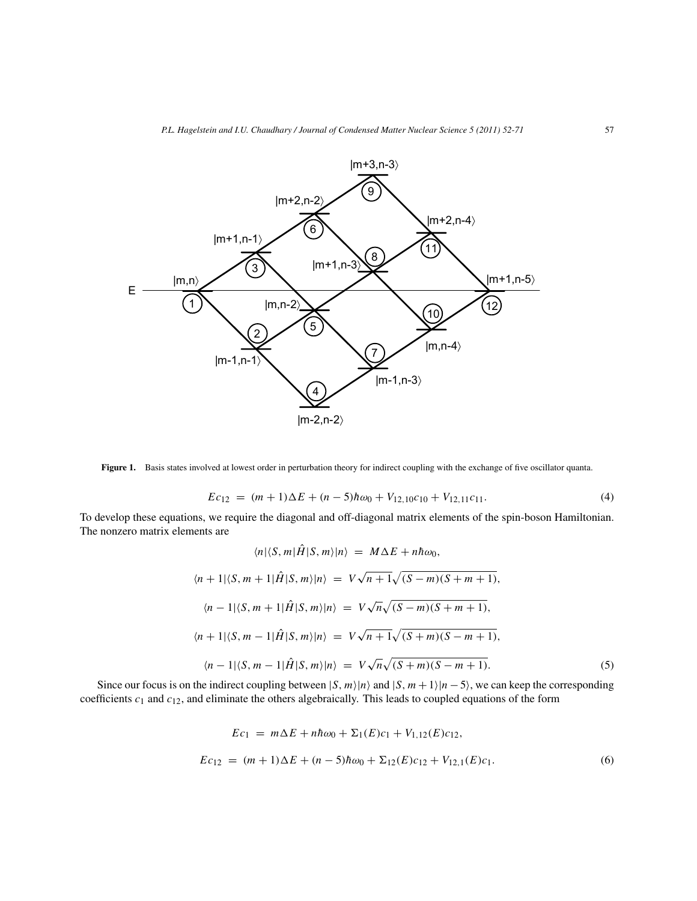**Figure 1.** Basis states involved at lowest order in perturbation theory for indirect coupling with the exchange of five oscillator quanta.

$$Ec_{12} = (m+1)\Delta E + (n-5)\hbar\omega_0 + V_{12,10}c_{10} + V_{12,11}c_{11}. \tag{4}$$

To develop these equations, we require the diagonal and off-diagonal matrix elements of the spin-boson Hamiltonian. The nonzero matrix elements are

$$\begin{aligned}
\langle n|\langle S, m|\hat{H}|S, m\rangle|n\rangle &= M\Delta E + n\hbar\omega_0, \\
\langle n+1|\langle S, m+1|\hat{H}|S, m\rangle|n\rangle &= V\sqrt{n+1}\sqrt{(S-m)(S+m+1)}, \\
\langle n-1|\langle S, m+1|\hat{H}|S, m\rangle|n\rangle &= V\sqrt{n}\sqrt{(S-m)(S+m+1)}, \\
\langle n+1|\langle S, m-1|\hat{H}|S, m\rangle|n\rangle &= V\sqrt{n+1}\sqrt{(S+m)(S-m+1)}, \\
\langle n-1|\langle S, m-1|\hat{H}|S, m\rangle|n\rangle &= V\sqrt{n}\sqrt{(S+m)(S-m+1)}.
\end{aligned} \tag{5}$$

Since our focus is on the indirect coupling between $|S, m\rangle|n\rangle$ and $|S, m+1\rangle|n-5\rangle$, we can keep the corresponding coefficients $c_1$ and $c_{12}$, and eliminate the others algebraically. This leads to coupled equations of the form

$$\begin{aligned}
Ec_1 &= m\Delta E + n\hbar\omega_0 + \Sigma_1(E)c_1 + V_{1,12}(E)c_{12}, \\
Ec_{12} &= (m+1)\Delta E + (n-5)\hbar\omega_0 + \Sigma_{12}(E)c_{12} + V_{12,1}(E)c_1.
\end{aligned} \tag{6}$$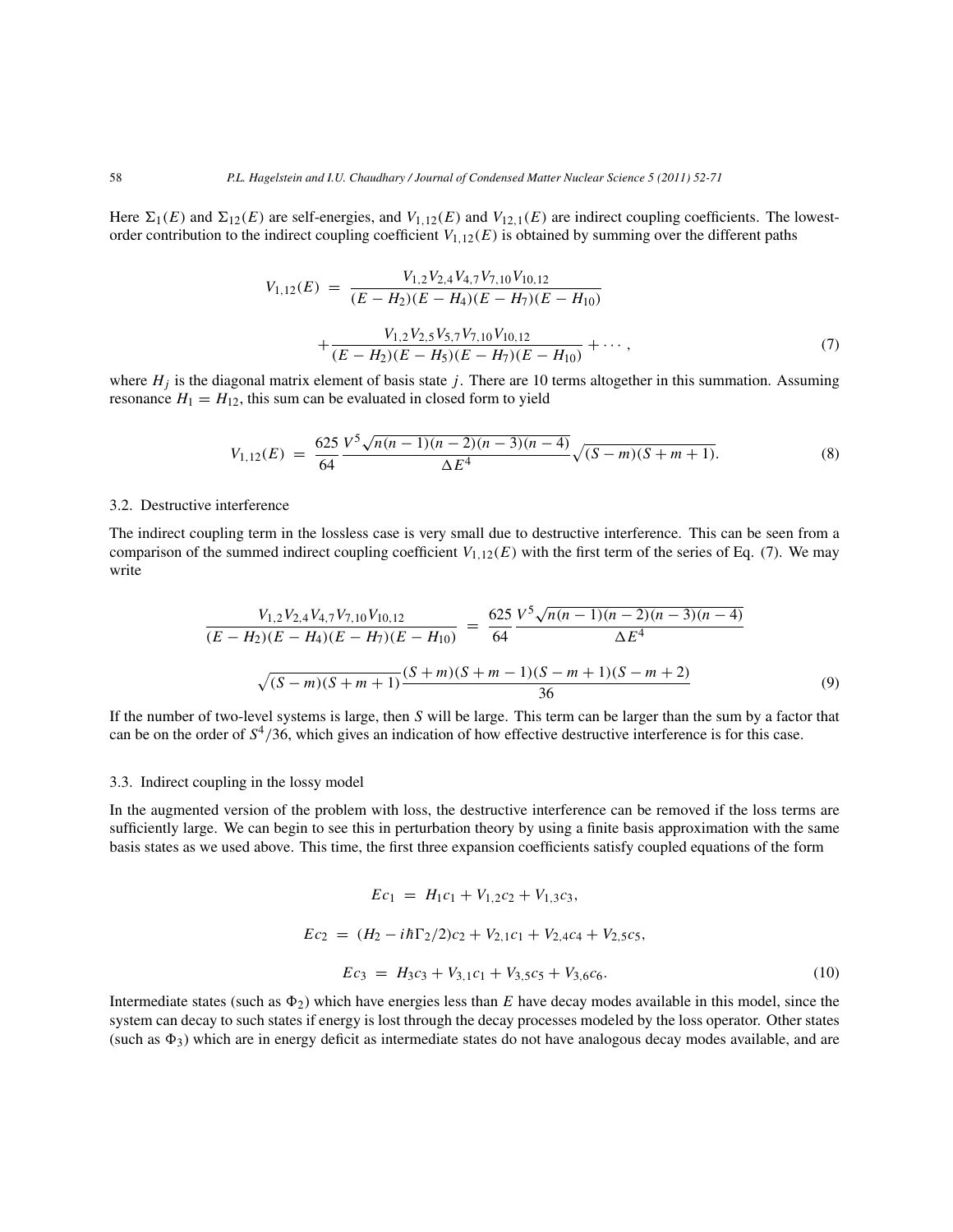Here $\Sigma_1(E)$ and $\Sigma_{12}(E)$ are self-energies, and $V_{1,12}(E)$ and $V_{12,1}(E)$ are indirect coupling coefficients. The lowest-order contribution to the indirect coupling coefficient $V_{1,12}(E)$ is obtained by summing over the different paths

$$
\begin{aligned}
V_{1,12}(E) \ = \ & \frac{V_{1,2}V_{2,4}V_{4,7}V_{7,10}V_{10,12}}{(E-H_2)(E-H_4)(E-H_7)(E-H_{10})} \\
& + \frac{V_{1,2}V_{2,5}V_{5,7}V_{7,10}V_{10,12}}{(E-H_2)(E-H_5)(E-H_7)(E-H_{10})} + \cdots ,
\end{aligned}
\tag{7}
$$

where $H_j$ is the diagonal matrix element of basis state $j$. There are 10 terms altogether in this summation. Assuming resonance $H_1 = H_{12}$, this sum can be evaluated in closed form to yield

$$
V_{1,12}(E) \ = \ \frac{625}{64} \frac{V^5 \sqrt{n(n-1)(n-2)(n-3)(n-4)}}{\Delta E^4} \sqrt{(S-m)(S+m+1)}. \tag{8}
$$

### 3.2. Destructive interference

The indirect coupling term in the lossless case is very small due to destructive interference. This can be seen from a comparison of the summed indirect coupling coefficient $V_{1,12}(E)$ with the first term of the series of Eq. (7). We may write

$$
\begin{aligned}
\frac{V_{1,2}V_{2,4}V_{4,7}V_{7,10}V_{10,12}}{(E-H_2)(E-H_4)(E-H_7)(E-H_{10})} \ = \ & \frac{625}{64} \frac{V^5 \sqrt{n(n-1)(n-2)(n-3)(n-4)}}{\Delta E^4} \\
& \sqrt{(S-m)(S+m+1)} \frac{(S+m)(S+m-1)(S-m+1)(S-m+2)}{36}
\end{aligned}
\tag{9}
$$

If the number of two-level systems is large, then $S$ will be large. This term can be larger than the sum by a factor that can be on the order of $S^4/36$, which gives an indication of how effective destructive interference is for this case.

### 3.3. Indirect coupling in the lossy model

In the augmented version of the problem with loss, the destructive interference can be removed if the loss terms are sufficiently large. We can begin to see this in perturbation theory by using a finite basis approximation with the same basis states as we used above. This time, the first three expansion coefficients satisfy coupled equations of the form

$$
\begin{aligned}
Ec_1 \ &= \ H_1 c_1 + V_{1,2} c_2 + V_{1,3} c_3, \\
Ec_2 \ &= \ (H_2 - i\hbar\Gamma_2/2) c_2 + V_{2,1} c_1 + V_{2,4} c_4 + V_{2,5} c_5, \\
Ec_3 \ &= \ H_3 c_3 + V_{3,1} c_1 + V_{3,5} c_5 + V_{3,6} c_6.
\end{aligned}
\tag{10}
$$

Intermediate states (such as $\Phi_2$) which have energies less than $E$ have decay modes available in this model, since the system can decay to such states if energy is lost through the decay processes modeled by the loss operator. Other states (such as $\Phi_3$) which are in energy deficit as intermediate states do not have analogous decay modes available, and are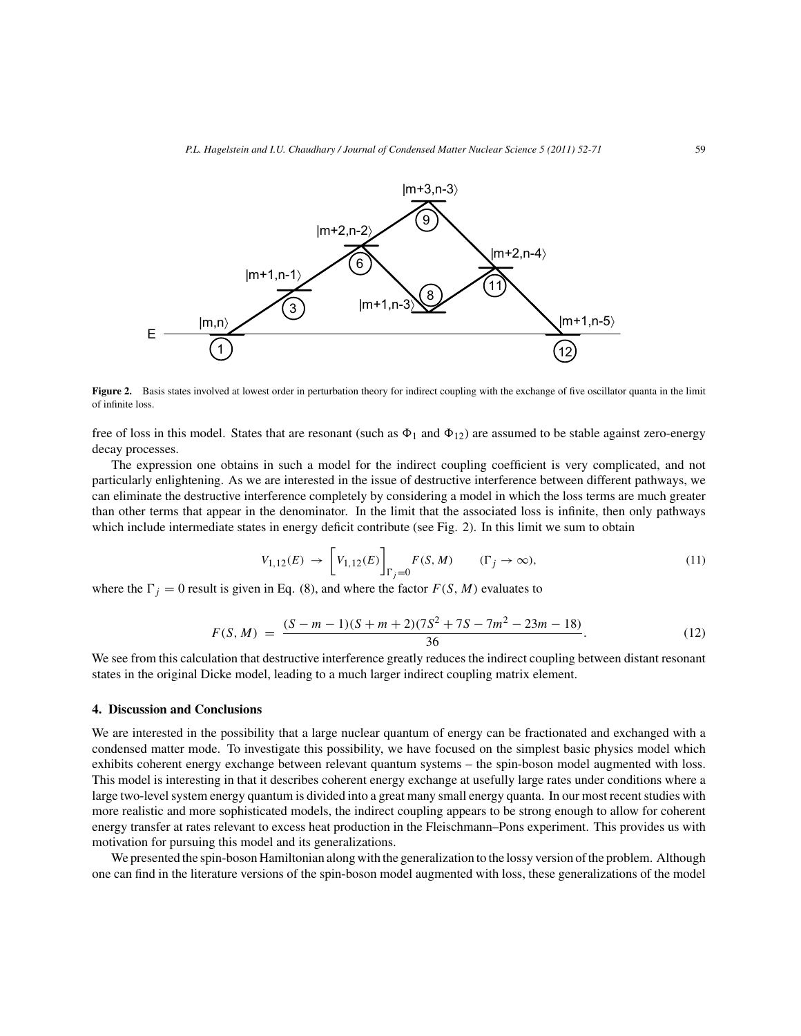Figure 2. Basis states involved at lowest order in perturbation theory for indirect coupling with the exchange of five oscillator quanta in the limit of infinite loss.

free of loss in this model. States that are resonant (such as $\Phi_1$ and $\Phi_{12}$) are assumed to be stable against zero-energy decay processes.

The expression one obtains in such a model for the indirect coupling coefficient is very complicated, and not particularly enlightening. As we are interested in the issue of destructive interference between different pathways, we can eliminate the destructive interference completely by considering a model in which the loss terms are much greater than other terms that appear in the denominator. In the limit that the associated loss is infinite, then only pathways which include intermediate states in energy deficit contribute (see Fig. 2). In this limit we sum to obtain

$$V_{1,12}(E) \rightarrow \left[ V_{1,12}(E) \right]_{\Gamma_j = 0} F(S, M) \qquad (\Gamma_j \rightarrow \infty), \tag{11}$$

where the $\Gamma_j = 0$ result is given in Eq. (8), and where the factor $F(S, M)$ evaluates to

$$F(S, M) = \frac{(S - m - 1)(S + m + 2)(7S^2 + 7S - 7m^2 - 23m - 18)}{36}. \tag{12}$$

We see from this calculation that destructive interference greatly reduces the indirect coupling between distant resonant states in the original Dicke model, leading to a much larger indirect coupling matrix element.

## 4. Discussion and Conclusions

We are interested in the possibility that a large nuclear quantum of energy can be fractionated and exchanged with a condensed matter mode. To investigate this possibility, we have focused on the simplest basic physics model which exhibits coherent energy exchange between relevant quantum systems – the spin-boson model augmented with loss. This model is interesting in that it describes coherent energy exchange at usefully large rates under conditions where a large two-level system energy quantum is divided into a great many small energy quanta. In our most recent studies with more realistic and more sophisticated models, the indirect coupling appears to be strong enough to allow for coherent energy transfer at rates relevant to excess heat production in the Fleischmann–Pons experiment. This provides us with motivation for pursuing this model and its generalizations.

We presented the spin-boson Hamiltonian along with the generalization to the lossy version of the problem. Although one can find in the literature versions of the spin-boson model augmented with loss, these generalizations of the model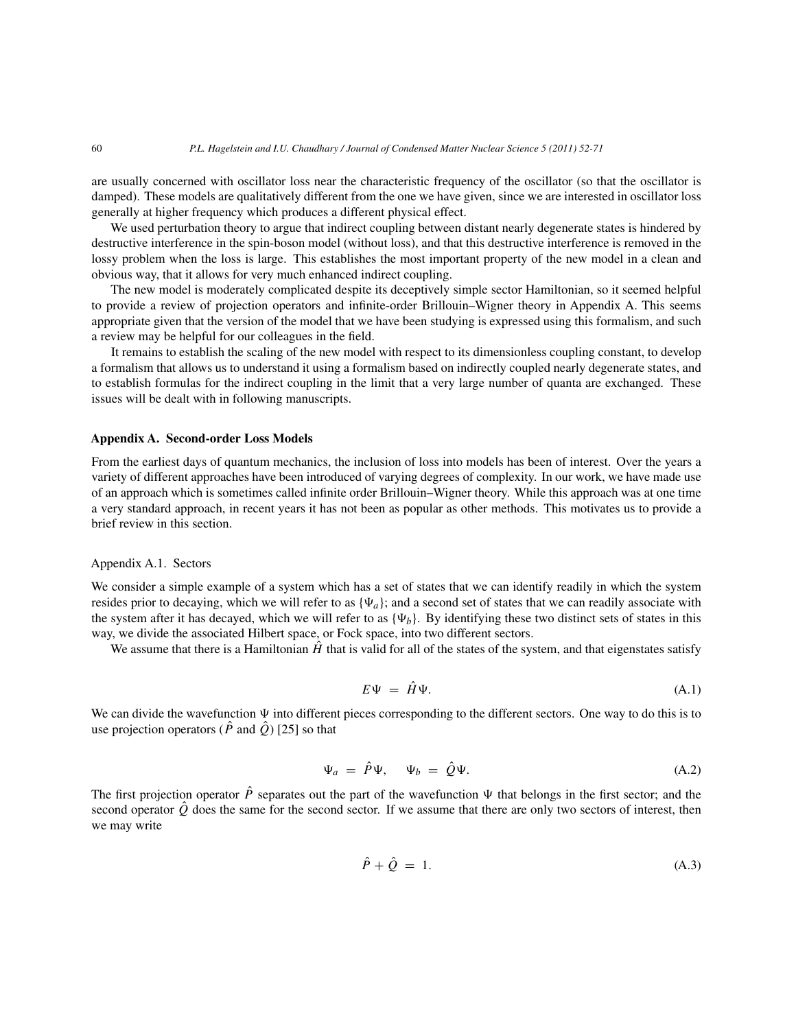are usually concerned with oscillator loss near the characteristic frequency of the oscillator (so that the oscillator is damped). These models are qualitatively different from the one we have given, since we are interested in oscillator loss generally at higher frequency which produces a different physical effect.

We used perturbation theory to argue that indirect coupling between distant nearly degenerate states is hindered by destructive interference in the spin-boson model (without loss), and that this destructive interference is removed in the lossy problem when the loss is large. This establishes the most important property of the new model in a clean and obvious way, that it allows for very much enhanced indirect coupling.

The new model is moderately complicated despite its deceptively simple sector Hamiltonian, so it seemed helpful to provide a review of projection operators and infinite-order Brillouin–Wigner theory in Appendix A. This seems appropriate given that the version of the model that we have been studying is expressed using this formalism, and such a review may be helpful for our colleagues in the field.

It remains to establish the scaling of the new model with respect to its dimensionless coupling constant, to develop a formalism that allows us to understand it using a formalism based on indirectly coupled nearly degenerate states, and to establish formulas for the indirect coupling in the limit that a very large number of quanta are exchanged. These issues will be dealt with in following manuscripts.

## Appendix A. Second-order Loss Models

From the earliest days of quantum mechanics, the inclusion of loss into models has been of interest. Over the years a variety of different approaches have been introduced of varying degrees of complexity. In our work, we have made use of an approach which is sometimes called infinite order Brillouin–Wigner theory. While this approach was at one time a very standard approach, in recent years it has not been as popular as other methods. This motivates us to provide a brief review in this section.

### Appendix A.1. Sectors

We consider a simple example of a system which has a set of states that we can identify readily in which the system resides prior to decaying, which we will refer to as $\{\Psi_a\}$; and a second set of states that we can readily associate with the system after it has decayed, which we will refer to as $\{\Psi_b\}$. By identifying these two distinct sets of states in this way, we divide the associated Hilbert space, or Fock space, into two different sectors.

We assume that there is a Hamiltonian $\hat{H}$ that is valid for all of the states of the system, and that eigenstates satisfy

$$E\Psi = \hat{H}\Psi. \tag{A.1}$$

We can divide the wavefunction $\Psi$ into different pieces corresponding to the different sectors. One way to do this is to use projection operators ($\hat{P}$ and $\hat{Q}$) [25] so that

$$\Psi_a = \hat{P}\Psi, \quad \Psi_b = \hat{Q}\Psi. \tag{A.2}$$

The first projection operator $\hat{P}$ separates out the part of the wavefunction $\Psi$ that belongs in the first sector; and the second operator $\hat{Q}$ does the same for the second sector. If we assume that there are only two sectors of interest, then we may write

$$\hat{P} + \hat{Q} = 1. \tag{A.3}$$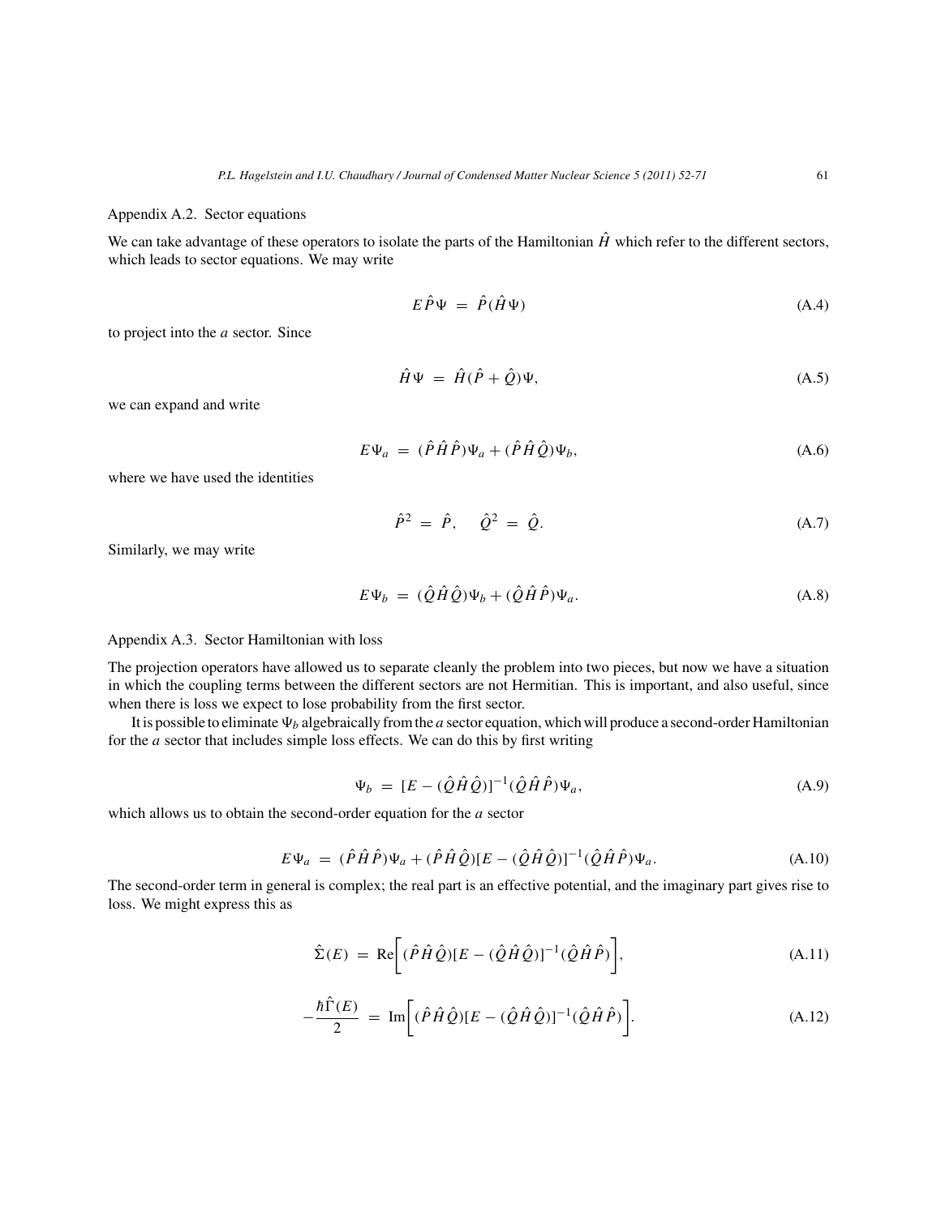### Appendix A.2. Sector equations

We can take advantage of these operators to isolate the parts of the Hamiltonian $\hat{H}$ which refer to the different sectors, which leads to sector equations. We may write

$$E\hat{P}\Psi = \hat{P}(\hat{H}\Psi) \tag{A.4}$$

to project into the $a$ sector. Since

$$\hat{H}\Psi = \hat{H}(\hat{P} + \hat{Q})\Psi, \tag{A.5}$$

we can expand and write

$$E\Psi_a = (\hat{P}\hat{H}\hat{P})\Psi_a + (\hat{P}\hat{H}\hat{Q})\Psi_b, \tag{A.6}$$

where we have used the identities

$$\hat{P}^2 = \hat{P}, \quad \hat{Q}^2 = \hat{Q}. \tag{A.7}$$

Similarly, we may write

$$E\Psi_b = (\hat{Q}\hat{H}\hat{Q})\Psi_b + (\hat{Q}\hat{H}\hat{P})\Psi_a. \tag{A.8}$$

### Appendix A.3. Sector Hamiltonian with loss

The projection operators have allowed us to separate cleanly the problem into two pieces, but now we have a situation in which the coupling terms between the different sectors are not Hermitian. This is important, and also useful, since when there is loss we expect to lose probability from the first sector.

It is possible to eliminate $\Psi_b$ algebraically from the $a$ sector equation, which will produce a second-order Hamiltonian for the $a$ sector that includes simple loss effects. We can do this by first writing

$$\Psi_b = [E - (\hat{Q}\hat{H}\hat{Q})]^{-1}(\hat{Q}\hat{H}\hat{P})\Psi_a, \tag{A.9}$$

which allows us to obtain the second-order equation for the $a$ sector

$$E\Psi_a = (\hat{P}\hat{H}\hat{P})\Psi_a + (\hat{P}\hat{H}\hat{Q})[E - (\hat{Q}\hat{H}\hat{Q})]^{-1}(\hat{Q}\hat{H}\hat{P})\Psi_a. \tag{A.10}$$

The second-order term in general is complex; the real part is an effective potential, and the imaginary part gives rise to loss. We might express this as

$$\hat{\Sigma}(E) = \mathrm{Re}\left[(\hat{P}\hat{H}\hat{Q})[E - (\hat{Q}\hat{H}\hat{Q})]^{-1}(\hat{Q}\hat{H}\hat{P})\right], \tag{A.11}$$

$$-\frac{\hbar\hat{\Gamma}(E)}{2} = \mathrm{Im}\left[(\hat{P}\hat{H}\hat{Q})[E - (\hat{Q}\hat{H}\hat{Q})]^{-1}(\hat{Q}\hat{H}\hat{P})\right]. \tag{A.12}$$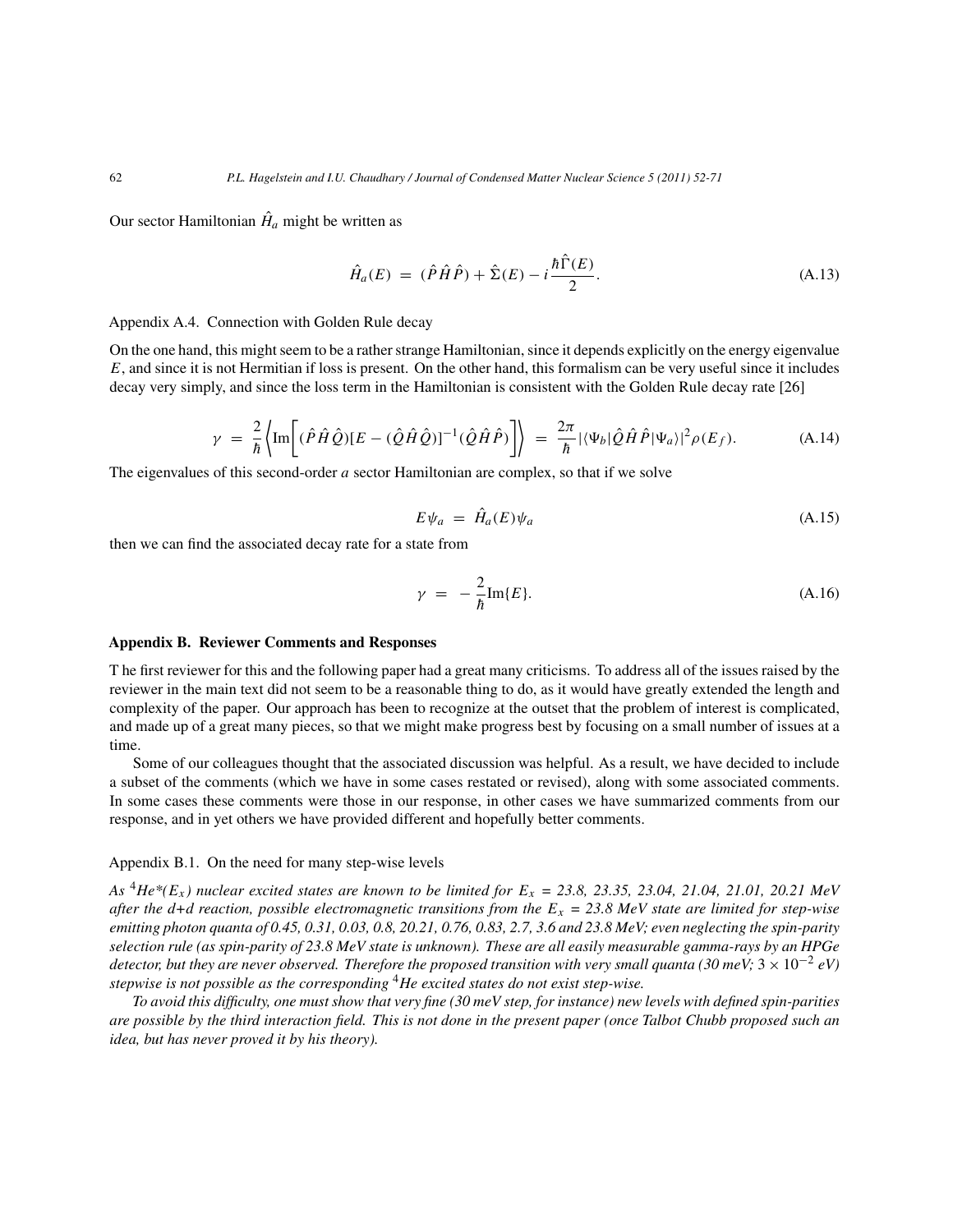Our sector Hamiltonian $\hat{H}_a$ might be written as

$$\hat{H}_a(E) \ = \ (\hat{P}\hat{H}\hat{P}) + \hat{\Sigma}(E) - i\frac{\hbar\hat{\Gamma}(E)}{2}. \tag{A.13}$$

Appendix A.4. Connection with Golden Rule decay

On the one hand, this might seem to be a rather strange Hamiltonian, since it depends explicitly on the energy eigenvalue $E$, and since it is not Hermitian if loss is present. On the other hand, this formalism can be very useful since it includes decay very simply, and since the loss term in the Hamiltonian is consistent with the Golden Rule decay rate [26]

$$\gamma \ = \ \frac{2}{\hbar}\left\langle \text{Im}\bigg[(\hat{P}\hat{H}\hat{Q})[E-(\hat{Q}\hat{H}\hat{Q})]^{-1}(\hat{Q}\hat{H}\hat{P})\bigg]\right\rangle \ = \ \frac{2\pi}{\hbar}|\langle\Psi_b|\hat{Q}\hat{H}\hat{P}|\Psi_a\rangle|^2\rho(E_f). \tag{A.14}$$

The eigenvalues of this second-order $a$ sector Hamiltonian are complex, so that if we solve

$$E\psi_a \ = \ \hat{H}_a(E)\psi_a \tag{A.15}$$

then we can find the associated decay rate for a state from

$$\gamma \ = \ -\frac{2}{\hbar}\text{Im}\{E\}. \tag{A.16}$$

## Appendix B. Reviewer Comments and Responses

T he first reviewer for this and the following paper had a great many criticisms. To address all of the issues raised by the reviewer in the main text did not seem to be a reasonable thing to do, as it would have greatly extended the length and complexity of the paper. Our approach has been to recognize at the outset that the problem of interest is complicated, and made up of a great many pieces, so that we might make progress best by focusing on a small number of issues at a time.

Some of our colleagues thought that the associated discussion was helpful. As a result, we have decided to include a subset of the comments (which we have in some cases restated or revised), along with some associated comments. In some cases these comments were those in our response, in other cases we have summarized comments from our response, and in yet others we have provided different and hopefully better comments.

Appendix B.1. On the need for many step-wise levels

*As $^4He^*(E_x)$ nuclear excited states are known to be limited for $E_x$ = 23.8, 23.35, 23.04, 21.04, 21.01, 20.21 MeV after the d+d reaction, possible electromagnetic transitions from the $E_x$ = 23.8 MeV state are limited for step-wise emitting photon quanta of 0.45, 0.31, 0.03, 0.8, 20.21, 0.76, 0.83, 2.7, 3.6 and 23.8 MeV; even neglecting the spin-parity selection rule (as spin-parity of 23.8 MeV state is unknown). These are all easily measurable gamma-rays by an HPGe detector, but they are never observed. Therefore the proposed transition with very small quanta (30 meV; $3 \times 10^{-2}$ eV) stepwise is not possible as the corresponding $^4He$ excited states do not exist step-wise.*

*To avoid this difficulty, one must show that very fine (30 meV step, for instance) new levels with defined spin-parities are possible by the third interaction field. This is not done in the present paper (once Talbot Chubb proposed such an idea, but has never proved it by his theory).*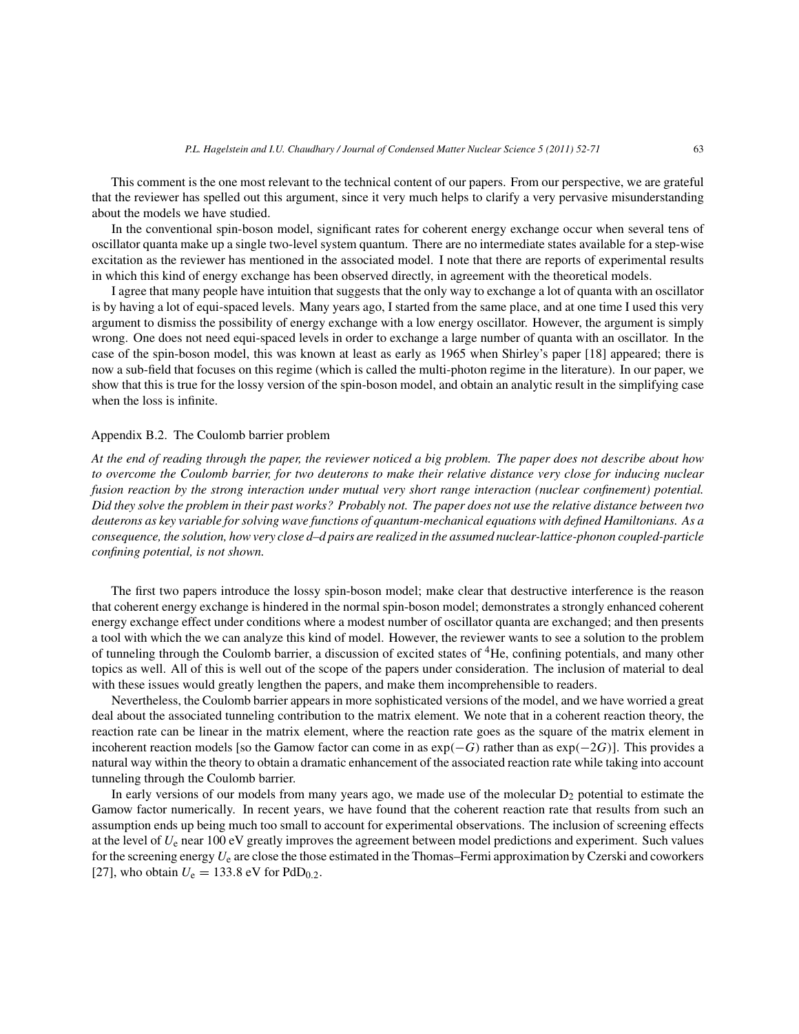This comment is the one most relevant to the technical content of our papers. From our perspective, we are grateful that the reviewer has spelled out this argument, since it very much helps to clarify a very pervasive misunderstanding about the models we have studied.

In the conventional spin-boson model, significant rates for coherent energy exchange occur when several tens of oscillator quanta make up a single two-level system quantum. There are no intermediate states available for a step-wise excitation as the reviewer has mentioned in the associated model. I note that there are reports of experimental results in which this kind of energy exchange has been observed directly, in agreement with the theoretical models.

I agree that many people have intuition that suggests that the only way to exchange a lot of quanta with an oscillator is by having a lot of equi-spaced levels. Many years ago, I started from the same place, and at one time I used this very argument to dismiss the possibility of energy exchange with a low energy oscillator. However, the argument is simply wrong. One does not need equi-spaced levels in order to exchange a large number of quanta with an oscillator. In the case of the spin-boson model, this was known at least as early as 1965 when Shirley's paper [18] appeared; there is now a sub-field that focuses on this regime (which is called the multi-photon regime in the literature). In our paper, we show that this is true for the lossy version of the spin-boson model, and obtain an analytic result in the simplifying case when the loss is infinite.

### Appendix B.2. The Coulomb barrier problem

*At the end of reading through the paper, the reviewer noticed a big problem. The paper does not describe about how to overcome the Coulomb barrier, for two deuterons to make their relative distance very close for inducing nuclear fusion reaction by the strong interaction under mutual very short range interaction (nuclear confinement) potential. Did they solve the problem in their past works? Probably not. The paper does not use the relative distance between two deuterons as key variable for solving wave functions of quantum-mechanical equations with defined Hamiltonians. As a consequence, the solution, how very close d–d pairs are realized in the assumed nuclear-lattice-phonon coupled-particle confining potential, is not shown.*

The first two papers introduce the lossy spin-boson model; make clear that destructive interference is the reason that coherent energy exchange is hindered in the normal spin-boson model; demonstrates a strongly enhanced coherent energy exchange effect under conditions where a modest number of oscillator quanta are exchanged; and then presents a tool with which the we can analyze this kind of model. However, the reviewer wants to see a solution to the problem of tunneling through the Coulomb barrier, a discussion of excited states of $^4$He, confining potentials, and many other topics as well. All of this is well out of the scope of the papers under consideration. The inclusion of material to deal with these issues would greatly lengthen the papers, and make them incomprehensible to readers.

Nevertheless, the Coulomb barrier appears in more sophisticated versions of the model, and we have worried a great deal about the associated tunneling contribution to the matrix element. We note that in a coherent reaction theory, the reaction rate can be linear in the matrix element, where the reaction rate goes as the square of the matrix element in incoherent reaction models [so the Gamow factor can come in as $\exp(-G)$ rather than as $\exp(-2G)$]. This provides a natural way within the theory to obtain a dramatic enhancement of the associated reaction rate while taking into account tunneling through the Coulomb barrier.

In early versions of our models from many years ago, we made use of the molecular $D_2$ potential to estimate the Gamow factor numerically. In recent years, we have found that the coherent reaction rate that results from such an assumption ends up being much too small to account for experimental observations. The inclusion of screening effects at the level of $U_e$ near 100 eV greatly improves the agreement between model predictions and experiment. Such values for the screening energy $U_e$ are close the those estimated in the Thomas–Fermi approximation by Czerski and coworkers [27], who obtain $U_e = 133.8$ eV for $PdD_{0.2}$.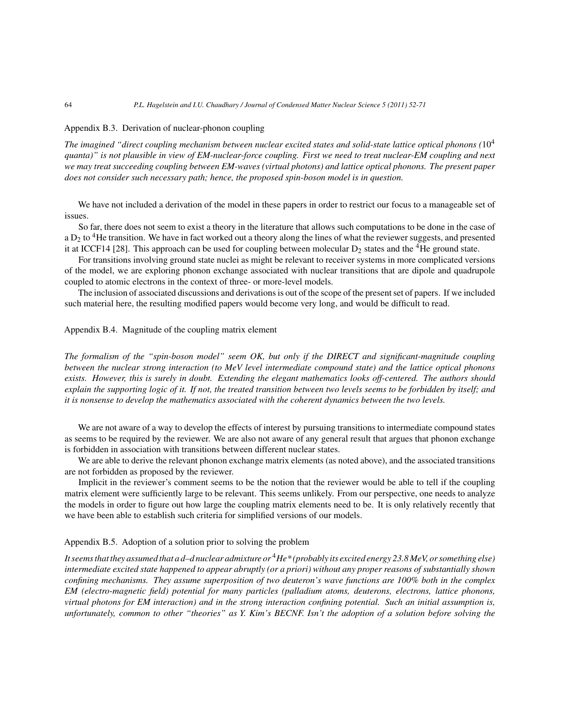### Appendix B.3. Derivation of nuclear-phonon coupling

*The imagined "direct coupling mechanism between nuclear excited states and solid-state lattice optical phonons (*$10^4$ *quanta)" is not plausible in view of EM-nuclear-force coupling. First we need to treat nuclear-EM coupling and next we may treat succeeding coupling between EM-waves (virtual photons) and lattice optical phonons. The present paper does not consider such necessary path; hence, the proposed spin-boson model is in question.*

We have not included a derivation of the model in these papers in order to restrict our focus to a manageable set of issues.

So far, there does not seem to exist a theory in the literature that allows such computations to be done in the case of a $D_2$ to $^4$He transition. We have in fact worked out a theory along the lines of what the reviewer suggests, and presented it at ICCF14 [28]. This approach can be used for coupling between molecular $D_2$ states and the $^4$He ground state.

For transitions involving ground state nuclei as might be relevant to receiver systems in more complicated versions of the model, we are exploring phonon exchange associated with nuclear transitions that are dipole and quadrupole coupled to atomic electrons in the context of three- or more-level models.

The inclusion of associated discussions and derivations is out of the scope of the present set of papers. If we included such material here, the resulting modified papers would become very long, and would be difficult to read.

### Appendix B.4. Magnitude of the coupling matrix element

*The formalism of the "spin-boson model" seem OK, but only if the DIRECT and significant-magnitude coupling between the nuclear strong interaction (to MeV level intermediate compound state) and the lattice optical phonons exists. However, this is surely in doubt. Extending the elegant mathematics looks off-centered. The authors should explain the supporting logic of it. If not, the treated transition between two levels seems to be forbidden by itself; and it is nonsense to develop the mathematics associated with the coherent dynamics between the two levels.*

We are not aware of a way to develop the effects of interest by pursuing transitions to intermediate compound states as seems to be required by the reviewer. We are also not aware of any general result that argues that phonon exchange is forbidden in association with transitions between different nuclear states.

We are able to derive the relevant phonon exchange matrix elements (as noted above), and the associated transitions are not forbidden as proposed by the reviewer.

Implicit in the reviewer's comment seems to be the notion that the reviewer would be able to tell if the coupling matrix element were sufficiently large to be relevant. This seems unlikely. From our perspective, one needs to analyze the models in order to figure out how large the coupling matrix elements need to be. It is only relatively recently that we have been able to establish such criteria for simplified versions of our models.

### Appendix B.5. Adoption of a solution prior to solving the problem

*It seems that they assumed that a d–d nuclear admixture or* $^4$*He\* (probably its excited energy 23.8 MeV, or something else) intermediate excited state happened to appear abruptly (or a priori) without any proper reasons of substantially shown confining mechanisms. They assume superposition of two deuteron's wave functions are 100% both in the complex EM (electro-magnetic field) potential for many particles (palladium atoms, deuterons, electrons, lattice phonons, virtual photons for EM interaction) and in the strong interaction confining potential. Such an initial assumption is, unfortunately, common to other "theories" as Y. Kim's BECNF. Isn't the adoption of a solution before solving the*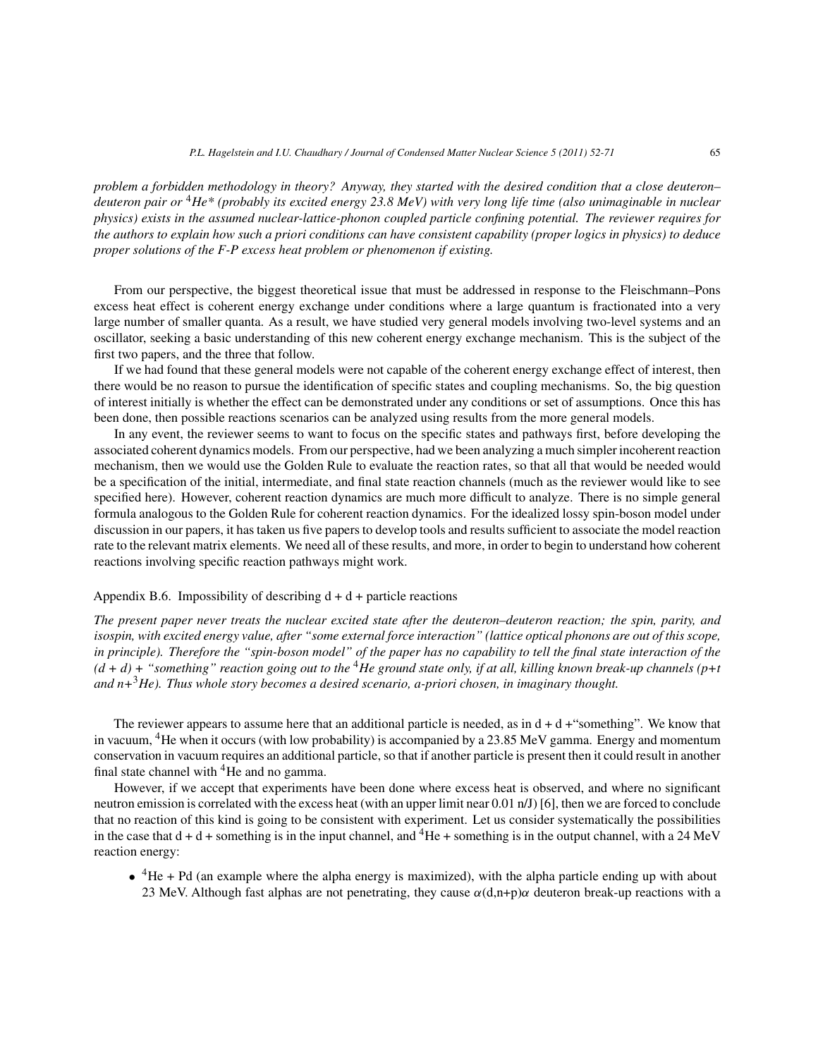*problem a forbidden methodology in theory? Anyway, they started with the desired condition that a close deuteron–deuteron pair or $^4He$\* (probably its excited energy 23.8 MeV) with very long life time (also unimaginable in nuclear physics) exists in the assumed nuclear-lattice-phonon coupled particle confining potential. The reviewer requires for the authors to explain how such a priori conditions can have consistent capability (proper logics in physics) to deduce proper solutions of the F-P excess heat problem or phenomenon if existing.*

From our perspective, the biggest theoretical issue that must be addressed in response to the Fleischmann–Pons excess heat effect is coherent energy exchange under conditions where a large quantum is fractionated into a very large number of smaller quanta. As a result, we have studied very general models involving two-level systems and an oscillator, seeking a basic understanding of this new coherent energy exchange mechanism. This is the subject of the first two papers, and the three that follow.

If we had found that these general models were not capable of the coherent energy exchange effect of interest, then there would be no reason to pursue the identification of specific states and coupling mechanisms. So, the big question of interest initially is whether the effect can be demonstrated under any conditions or set of assumptions. Once this has been done, then possible reactions scenarios can be analyzed using results from the more general models.

In any event, the reviewer seems to want to focus on the specific states and pathways first, before developing the associated coherent dynamics models. From our perspective, had we been analyzing a much simpler incoherent reaction mechanism, then we would use the Golden Rule to evaluate the reaction rates, so that all that would be needed would be a specification of the initial, intermediate, and final state reaction channels (much as the reviewer would like to see specified here). However, coherent reaction dynamics are much more difficult to analyze. There is no simple general formula analogous to the Golden Rule for coherent reaction dynamics. For the idealized lossy spin-boson model under discussion in our papers, it has taken us five papers to develop tools and results sufficient to associate the model reaction rate to the relevant matrix elements. We need all of these results, and more, in order to begin to understand how coherent reactions involving specific reaction pathways might work.

### Appendix B.6. Impossibility of describing d + d + particle reactions

*The present paper never treats the nuclear excited state after the deuteron–deuteron reaction; the spin, parity, and isospin, with excited energy value, after "some external force interaction" (lattice optical phonons are out of this scope, in principle). Therefore the "spin-boson model" of the paper has no capability to tell the final state interaction of the (d + d) + "something" reaction going out to the $^4He$ ground state only, if at all, killing known break-up channels (p+t and n+$^3He$). Thus whole story becomes a desired scenario, a-priori chosen, in imaginary thought.*

The reviewer appears to assume here that an additional particle is needed, as in d + d +"something". We know that in vacuum, $^4He$ when it occurs (with low probability) is accompanied by a 23.85 MeV gamma. Energy and momentum conservation in vacuum requires an additional particle, so that if another particle is present then it could result in another final state channel with $^4He$ and no gamma.

However, if we accept that experiments have been done where excess heat is observed, and where no significant neutron emission is correlated with the excess heat (with an upper limit near 0.01 n/J) [6], then we are forced to conclude that no reaction of this kind is going to be consistent with experiment. Let us consider systematically the possibilities in the case that d + d + something is in the input channel, and $^4He$ + something is in the output channel, with a 24 MeV reaction energy:

- $^4He$ + Pd (an example where the alpha energy is maximized), with the alpha particle ending up with about 23 MeV. Although fast alphas are not penetrating, they cause $\alpha$(d,n+p)$\alpha$ deuteron break-up reactions with a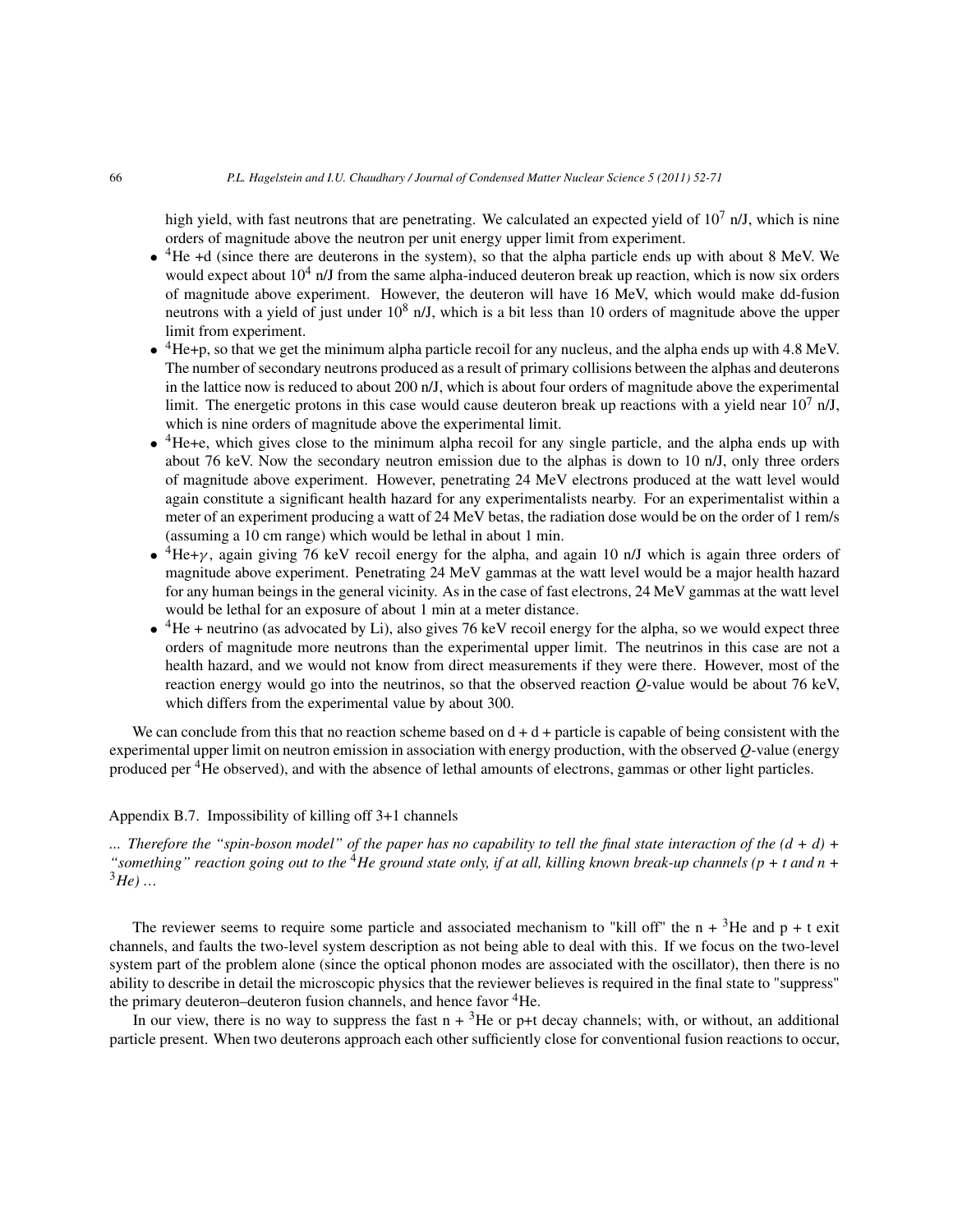high yield, with fast neutrons that are penetrating. We calculated an expected yield of $10^7$ n/J, which is nine orders of magnitude above the neutron per unit energy upper limit from experiment.

- $^4$He +d (since there are deuterons in the system), so that the alpha particle ends up with about 8 MeV. We would expect about $10^4$ n/J from the same alpha-induced deuteron break up reaction, which is now six orders of magnitude above experiment. However, the deuteron will have 16 MeV, which would make dd-fusion neutrons with a yield of just under $10^8$ n/J, which is a bit less than 10 orders of magnitude above the upper limit from experiment.
- $^4$He+p, so that we get the minimum alpha particle recoil for any nucleus, and the alpha ends up with 4.8 MeV. The number of secondary neutrons produced as a result of primary collisions between the alphas and deuterons in the lattice now is reduced to about 200 n/J, which is about four orders of magnitude above the experimental limit. The energetic protons in this case would cause deuteron break up reactions with a yield near $10^7$ n/J, which is nine orders of magnitude above the experimental limit.
- $^4$He+e, which gives close to the minimum alpha recoil for any single particle, and the alpha ends up with about 76 keV. Now the secondary neutron emission due to the alphas is down to 10 n/J, only three orders of magnitude above experiment. However, penetrating 24 MeV electrons produced at the watt level would again constitute a significant health hazard for any experimentalists nearby. For an experimentalist within a meter of an experiment producing a watt of 24 MeV betas, the radiation dose would be on the order of 1 rem/s (assuming a 10 cm range) which would be lethal in about 1 min.
- $^4$He+$\gamma$, again giving 76 keV recoil energy for the alpha, and again 10 n/J which is again three orders of magnitude above experiment. Penetrating 24 MeV gammas at the watt level would be a major health hazard for any human beings in the general vicinity. As in the case of fast electrons, 24 MeV gammas at the watt level would be lethal for an exposure of about 1 min at a meter distance.
- $^4$He + neutrino (as advocated by Li), also gives 76 keV recoil energy for the alpha, so we would expect three orders of magnitude more neutrons than the experimental upper limit. The neutrinos in this case are not a health hazard, and we would not know from direct measurements if they were there. However, most of the reaction energy would go into the neutrinos, so that the observed reaction $Q$-value would be about 76 keV, which differs from the experimental value by about 300.

We can conclude from this that no reaction scheme based on d + d + particle is capable of being consistent with the experimental upper limit on neutron emission in association with energy production, with the observed $Q$-value (energy produced per $^4$He observed), and with the absence of lethal amounts of electrons, gammas or other light particles.

### Appendix B.7. Impossibility of killing off 3+1 channels

*... Therefore the "spin-boson model" of the paper has no capability to tell the final state interaction of the (d + d) + "something" reaction going out to the $^4$He ground state only, if at all, killing known break-up channels (p + t and n + $^3$He) ...*

The reviewer seems to require some particle and associated mechanism to "kill off" the n + $^3$He and p + t exit channels, and faults the two-level system description as not being able to deal with this. If we focus on the two-level system part of the problem alone (since the optical phonon modes are associated with the oscillator), then there is no ability to describe in detail the microscopic physics that the reviewer believes is required in the final state to "suppress" the primary deuteron–deuteron fusion channels, and hence favor $^4$He.

In our view, there is no way to suppress the fast n + $^3$He or p+t decay channels; with, or without, an additional particle present. When two deuterons approach each other sufficiently close for conventional fusion reactions to occur,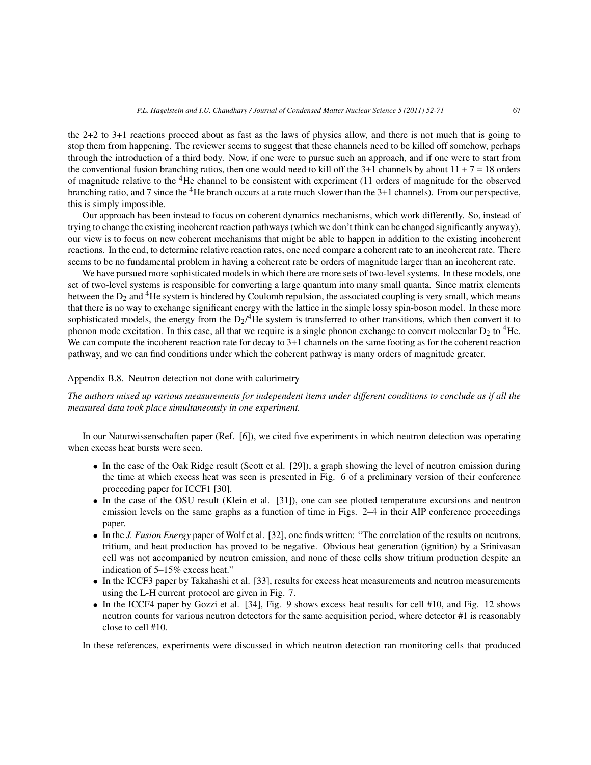the 2+2 to 3+1 reactions proceed about as fast as the laws of physics allow, and there is not much that is going to stop them from happening. The reviewer seems to suggest that these channels need to be killed off somehow, perhaps through the introduction of a third body. Now, if one were to pursue such an approach, and if one were to start from the conventional fusion branching ratios, then one would need to kill off the 3+1 channels by about 11 + 7 = 18 orders of magnitude relative to the $^4$He channel to be consistent with experiment (11 orders of magnitude for the observed branching ratio, and 7 since the $^4$He branch occurs at a rate much slower than the 3+1 channels). From our perspective, this is simply impossible.

Our approach has been instead to focus on coherent dynamics mechanisms, which work differently. So, instead of trying to change the existing incoherent reaction pathways (which we don't think can be changed significantly anyway), our view is to focus on new coherent mechanisms that might be able to happen in addition to the existing incoherent reactions. In the end, to determine relative reaction rates, one need compare a coherent rate to an incoherent rate. There seems to be no fundamental problem in having a coherent rate be orders of magnitude larger than an incoherent rate.

We have pursued more sophisticated models in which there are more sets of two-level systems. In these models, one set of two-level systems is responsible for converting a large quantum into many small quanta. Since matrix elements between the $D_2$ and $^4$He system is hindered by Coulomb repulsion, the associated coupling is very small, which means that there is no way to exchange significant energy with the lattice in the simple lossy spin-boson model. In these more sophisticated models, the energy from the $D_2$/$^4$He system is transferred to other transitions, which then convert it to phonon mode excitation. In this case, all that we require is a single phonon exchange to convert molecular $D_2$ to $^4$He. We can compute the incoherent reaction rate for decay to 3+1 channels on the same footing as for the coherent reaction pathway, and we can find conditions under which the coherent pathway is many orders of magnitude greater.

## Appendix B.8. Neutron detection not done with calorimetry

*The authors mixed up various measurements for independent items under different conditions to conclude as if all the measured data took place simultaneously in one experiment.*

In our Naturwissenschaften paper (Ref. [6]), we cited five experiments in which neutron detection was operating when excess heat bursts were seen.

- In the case of the Oak Ridge result (Scott et al. [29]), a graph showing the level of neutron emission during the time at which excess heat was seen is presented in Fig. 6 of a preliminary version of their conference proceeding paper for ICCF1 [30].
- In the case of the OSU result (Klein et al. [31]), one can see plotted temperature excursions and neutron emission levels on the same graphs as a function of time in Figs. 2–4 in their AIP conference proceedings paper.
- In the *J. Fusion Energy* paper of Wolf et al. [32], one finds written: "The correlation of the results on neutrons, tritium, and heat production has proved to be negative. Obvious heat generation (ignition) by a Srinivasan cell was not accompanied by neutron emission, and none of these cells show tritium production despite an indication of 5–15% excess heat."
- In the ICCF3 paper by Takahashi et al. [33], results for excess heat measurements and neutron measurements using the L-H current protocol are given in Fig. 7.
- In the ICCF4 paper by Gozzi et al. [34], Fig. 9 shows excess heat results for cell #10, and Fig. 12 shows neutron counts for various neutron detectors for the same acquisition period, where detector #1 is reasonably close to cell #10.

In these references, experiments were discussed in which neutron detection ran monitoring cells that produced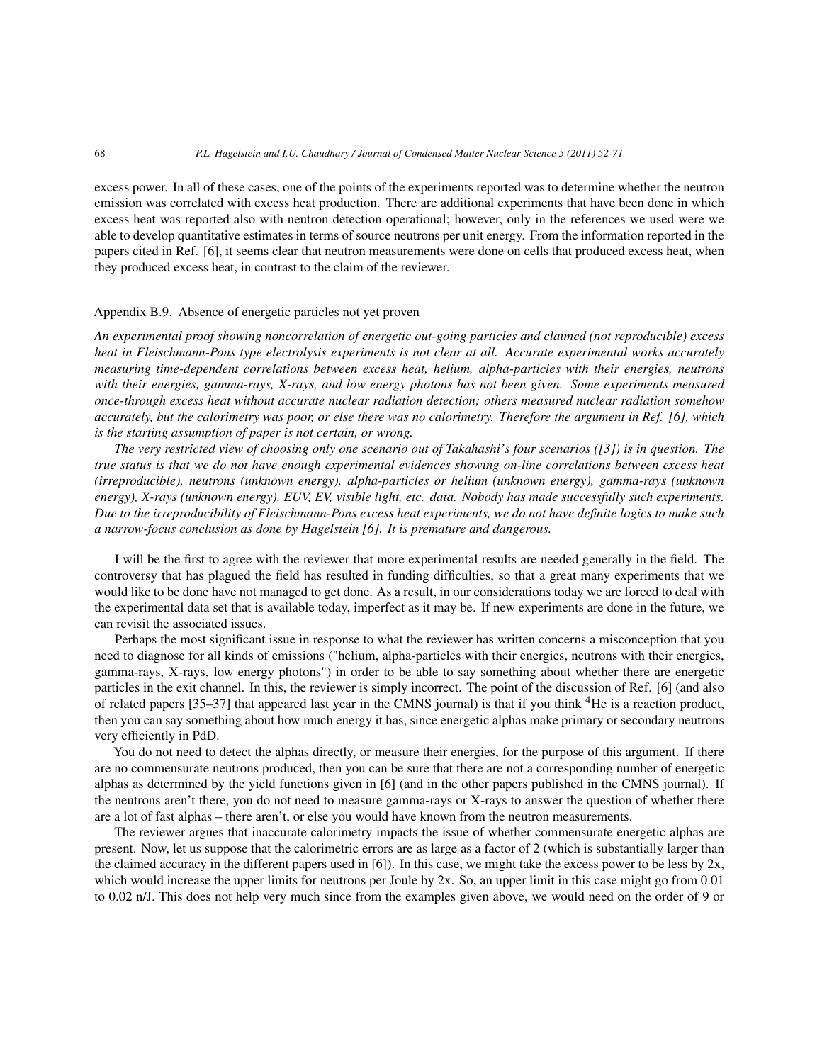excess power. In all of these cases, one of the points of the experiments reported was to determine whether the neutron emission was correlated with excess heat production. There are additional experiments that have been done in which excess heat was reported also with neutron detection operational; however, only in the references we used were we able to develop quantitative estimates in terms of source neutrons per unit energy. From the information reported in the papers cited in Ref. [6], it seems clear that neutron measurements were done on cells that produced excess heat, when they produced excess heat, in contrast to the claim of the reviewer.

### Appendix B.9. Absence of energetic particles not yet proven

*An experimental proof showing noncorrelation of energetic out-going particles and claimed (not reproducible) excess heat in Fleischmann-Pons type electrolysis experiments is not clear at all. Accurate experimental works accurately measuring time-dependent correlations between excess heat, helium, alpha-particles with their energies, neutrons with their energies, gamma-rays, X-rays, and low energy photons has not been given. Some experiments measured once-through excess heat without accurate nuclear radiation detection; others measured nuclear radiation somehow accurately, but the calorimetry was poor, or else there was no calorimetry. Therefore the argument in Ref. [6], which is the starting assumption of paper is not certain, or wrong.*

*The very restricted view of choosing only one scenario out of Takahashi's four scenarios ([3]) is in question. The true status is that we do not have enough experimental evidences showing on-line correlations between excess heat (irreproducible), neutrons (unknown energy), alpha-particles or helium (unknown energy), gamma-rays (unknown energy), X-rays (unknown energy), EUV, EV, visible light, etc. data. Nobody has made successfully such experiments. Due to the irreproducibility of Fleischmann-Pons excess heat experiments, we do not have definite logics to make such a narrow-focus conclusion as done by Hagelstein [6]. It is premature and dangerous.*

I will be the first to agree with the reviewer that more experimental results are needed generally in the field. The controversy that has plagued the field has resulted in funding difficulties, so that a great many experiments that we would like to be done have not managed to get done. As a result, in our considerations today we are forced to deal with the experimental data set that is available today, imperfect as it may be. If new experiments are done in the future, we can revisit the associated issues.

Perhaps the most significant issue in response to what the reviewer has written concerns a misconception that you need to diagnose for all kinds of emissions ("helium, alpha-particles with their energies, neutrons with their energies, gamma-rays, X-rays, low energy photons") in order to be able to say something about whether there are energetic particles in the exit channel. In this, the reviewer is simply incorrect. The point of the discussion of Ref. [6] (and also of related papers [35–37] that appeared last year in the CMNS journal) is that if you think $^4$He is a reaction product, then you can say something about how much energy it has, since energetic alphas make primary or secondary neutrons very efficiently in PdD.

You do not need to detect the alphas directly, or measure their energies, for the purpose of this argument. If there are no commensurate neutrons produced, then you can be sure that there are not a corresponding number of energetic alphas as determined by the yield functions given in [6] (and in the other papers published in the CMNS journal). If the neutrons aren't there, you do not need to measure gamma-rays or X-rays to answer the question of whether there are a lot of fast alphas – there aren't, or else you would have known from the neutron measurements.

The reviewer argues that inaccurate calorimetry impacts the issue of whether commensurate energetic alphas are present. Now, let us suppose that the calorimetric errors are as large as a factor of 2 (which is substantially larger than the claimed accuracy in the different papers used in [6]). In this case, we might take the excess power to be less by 2x, which would increase the upper limits for neutrons per Joule by 2x. So, an upper limit in this case might go from 0.01 to 0.02 n/J. This does not help very much since from the examples given above, we would need on the order of 9 or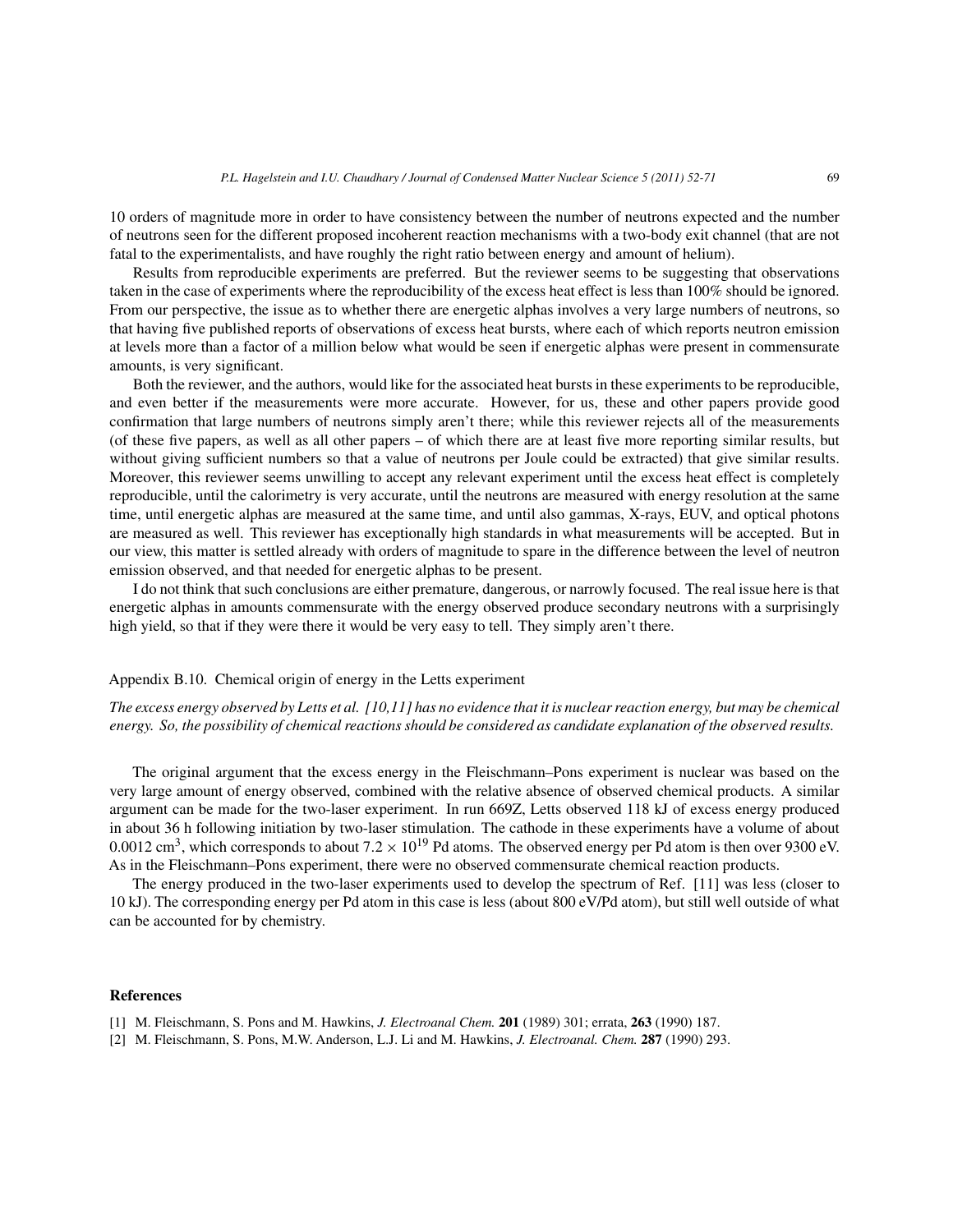10 orders of magnitude more in order to have consistency between the number of neutrons expected and the number of neutrons seen for the different proposed incoherent reaction mechanisms with a two-body exit channel (that are not fatal to the experimentalists, and have roughly the right ratio between energy and amount of helium).

Results from reproducible experiments are preferred. But the reviewer seems to be suggesting that observations taken in the case of experiments where the reproducibility of the excess heat effect is less than 100% should be ignored. From our perspective, the issue as to whether there are energetic alphas involves a very large numbers of neutrons, so that having five published reports of observations of excess heat bursts, where each of which reports neutron emission at levels more than a factor of a million below what would be seen if energetic alphas were present in commensurate amounts, is very significant.

Both the reviewer, and the authors, would like for the associated heat bursts in these experiments to be reproducible, and even better if the measurements were more accurate. However, for us, these and other papers provide good confirmation that large numbers of neutrons simply aren't there; while this reviewer rejects all of the measurements (of these five papers, as well as all other papers – of which there are at least five more reporting similar results, but without giving sufficient numbers so that a value of neutrons per Joule could be extracted) that give similar results. Moreover, this reviewer seems unwilling to accept any relevant experiment until the excess heat effect is completely reproducible, until the calorimetry is very accurate, until the neutrons are measured with energy resolution at the same time, until energetic alphas are measured at the same time, and until also gammas, X-rays, EUV, and optical photons are measured as well. This reviewer has exceptionally high standards in what measurements will be accepted. But in our view, this matter is settled already with orders of magnitude to spare in the difference between the level of neutron emission observed, and that needed for energetic alphas to be present.

I do not think that such conclusions are either premature, dangerous, or narrowly focused. The real issue here is that energetic alphas in amounts commensurate with the energy observed produce secondary neutrons with a surprisingly high yield, so that if they were there it would be very easy to tell. They simply aren't there.

### Appendix B.10. Chemical origin of energy in the Letts experiment

*The excess energy observed by Letts et al. [10,11] has no evidence that it is nuclear reaction energy, but may be chemical energy. So, the possibility of chemical reactions should be considered as candidate explanation of the observed results.*

The original argument that the excess energy in the Fleischmann–Pons experiment is nuclear was based on the very large amount of energy observed, combined with the relative absence of observed chemical products. A similar argument can be made for the two-laser experiment. In run 669Z, Letts observed 118 kJ of excess energy produced in about 36 h following initiation by two-laser stimulation. The cathode in these experiments have a volume of about 0.0012 cm$^3$, which corresponds to about $7.2 \times 10^{19}$ Pd atoms. The observed energy per Pd atom is then over 9300 eV. As in the Fleischmann–Pons experiment, there were no observed commensurate chemical reaction products.

The energy produced in the two-laser experiments used to develop the spectrum of Ref. [11] was less (closer to 10 kJ). The corresponding energy per Pd atom in this case is less (about 800 eV/Pd atom), but still well outside of what can be accounted for by chemistry.

## References

[1] M. Fleischmann, S. Pons and M. Hawkins, *J. Electroanal Chem.* **201** (1989) 301; errata, **263** (1990) 187.

[2] M. Fleischmann, S. Pons, M.W. Anderson, L.J. Li and M. Hawkins, *J. Electroanal. Chem.* **287** (1990) 293.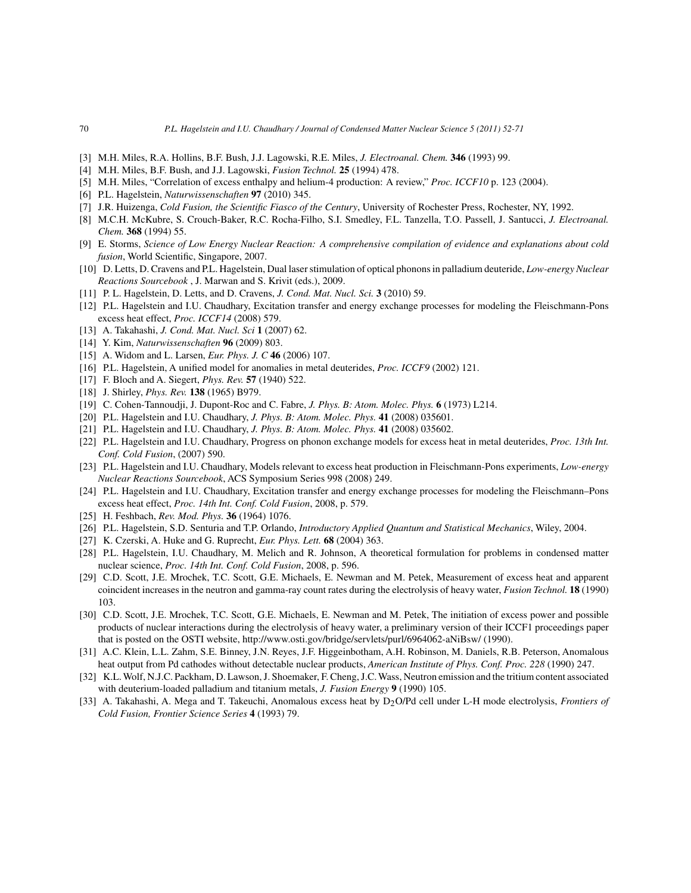[3] M.H. Miles, R.A. Hollins, B.F. Bush, J.J. Lagowski, R.E. Miles, *J. Electroanal. Chem.* **346** (1993) 99.

[4] M.H. Miles, B.F. Bush, and J.J. Lagowski, *Fusion Technol.* **25** (1994) 478.

[5] M.H. Miles, "Correlation of excess enthalpy and helium-4 production: A review," *Proc. ICCF10* p. 123 (2004).

[6] P.L. Hagelstein, *Naturwissenschaften* **97** (2010) 345.

[7] J.R. Huizenga, *Cold Fusion, the Scientific Fiasco of the Century*, University of Rochester Press, Rochester, NY, 1992.

[8] M.C.H. McKubre, S. Crouch-Baker, R.C. Rocha-Filho, S.I. Smedley, F.L. Tanzella, T.O. Passell, J. Santucci, *J. Electroanal. Chem.* **368** (1994) 55.

[9] E. Storms, *Science of Low Energy Nuclear Reaction: A comprehensive compilation of evidence and explanations about cold fusion*, World Scientific, Singapore, 2007.

[10] D. Letts, D. Cravens and P.L. Hagelstein, Dual laser stimulation of optical phonons in palladium deuteride, *Low-energy Nuclear Reactions Sourcebook* , J. Marwan and S. Krivit (eds.), 2009.

[11] P. L. Hagelstein, D. Letts, and D. Cravens, *J. Cond. Mat. Nucl. Sci.* **3** (2010) 59.

[12] P.L. Hagelstein and I.U. Chaudhary, Excitation transfer and energy exchange processes for modeling the Fleischmann-Pons excess heat effect, *Proc. ICCF14* (2008) 579.

[13] A. Takahashi, *J. Cond. Mat. Nucl. Sci* **1** (2007) 62.

[14] Y. Kim, *Naturwissenschaften* **96** (2009) 803.

[15] A. Widom and L. Larsen, *Eur. Phys. J. C* **46** (2006) 107.

[16] P.L. Hagelstein, A unified model for anomalies in metal deuterides, *Proc. ICCF9* (2002) 121.

[17] F. Bloch and A. Siegert, *Phys. Rev.* **57** (1940) 522.

[18] J. Shirley, *Phys. Rev.* **138** (1965) B979.

[19] C. Cohen-Tannoudji, J. Dupont-Roc and C. Fabre, *J. Phys. B: Atom. Molec. Phys.* **6** (1973) L214.

[20] P.L. Hagelstein and I.U. Chaudhary, *J. Phys. B: Atom. Molec. Phys.* **41** (2008) 035601.

[21] P.L. Hagelstein and I.U. Chaudhary, *J. Phys. B: Atom. Molec. Phys.* **41** (2008) 035602.

[22] P.L. Hagelstein and I.U. Chaudhary, Progress on phonon exchange models for excess heat in metal deuterides, *Proc. 13th Int. Conf. Cold Fusion*, (2007) 590.

[23] P.L. Hagelstein and I.U. Chaudhary, Models relevant to excess heat production in Fleischmann-Pons experiments, *Low-energy Nuclear Reactions Sourcebook*, ACS Symposium Series 998 (2008) 249.

[24] P.L. Hagelstein and I.U. Chaudhary, Excitation transfer and energy exchange processes for modeling the Fleischmann–Pons excess heat effect, *Proc. 14th Int. Conf. Cold Fusion*, 2008, p. 579.

[25] H. Feshbach, *Rev. Mod. Phys.* **36** (1964) 1076.

[26] P.L. Hagelstein, S.D. Senturia and T.P. Orlando, *Introductory Applied Quantum and Statistical Mechanics*, Wiley, 2004.

[27] K. Czerski, A. Huke and G. Ruprecht, *Eur. Phys. Lett.* **68** (2004) 363.

[28] P.L. Hagelstein, I.U. Chaudhary, M. Melich and R. Johnson, A theoretical formulation for problems in condensed matter nuclear science, *Proc. 14th Int. Conf. Cold Fusion*, 2008, p. 596.

[29] C.D. Scott, J.E. Mrochek, T.C. Scott, G.E. Michaels, E. Newman and M. Petek, Measurement of excess heat and apparent coincident increases in the neutron and gamma-ray count rates during the electrolysis of heavy water, *Fusion Technol.* **18** (1990) 103.

[30] C.D. Scott, J.E. Mrochek, T.C. Scott, G.E. Michaels, E. Newman and M. Petek, The initiation of excess power and possible products of nuclear interactions during the electrolysis of heavy water, a preliminary version of their ICCF1 proceedings paper that is posted on the OSTI website, http://www.osti.gov/bridge/servlets/purl/6964062-aNiBsw/ (1990).

[31] A.C. Klein, L.L. Zahm, S.E. Binney, J.N. Reyes, J.F. Higgeinbotham, A.H. Robinson, M. Daniels, R.B. Peterson, Anomalous heat output from Pd cathodes without detectable nuclear products, *American Institute of Phys. Conf. Proc. 228* (1990) 247.

[32] K.L. Wolf, N.J.C. Packham, D. Lawson, J. Shoemaker, F. Cheng, J.C. Wass, Neutron emission and the tritium content associated with deuterium-loaded palladium and titanium metals, *J. Fusion Energy* **9** (1990) 105.

[33] A. Takahashi, A. Mega and T. Takeuchi, Anomalous excess heat by $D_2O$/Pd cell under L-H mode electrolysis, *Frontiers of Cold Fusion, Frontier Science Series* **4** (1993) 79.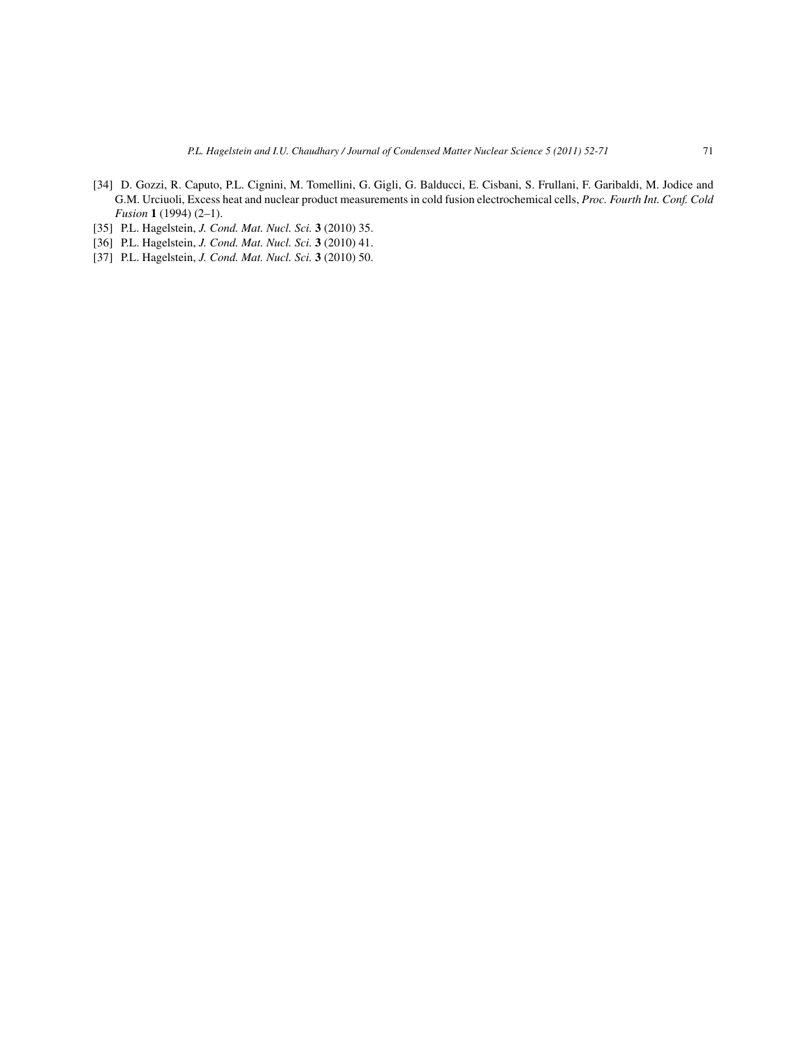[34] D. Gozzi, R. Caputo, P.L. Cignini, M. Tomellini, G. Gigli, G. Balducci, E. Cisbani, S. Frullani, F. Garibaldi, M. Jodice and G.M. Urciuoli, Excess heat and nuclear product measurements in cold fusion electrochemical cells, *Proc. Fourth Int. Conf. Cold Fusion* **1** (1994) (2–1).

[35] P.L. Hagelstein, *J. Cond. Mat. Nucl. Sci.* **3** (2010) 35.

[36] P.L. Hagelstein, *J. Cond. Mat. Nucl. Sci.* **3** (2010) 41.

[37] P.L. Hagelstein, *J. Cond. Mat. Nucl. Sci.* **3** (2010) 50.